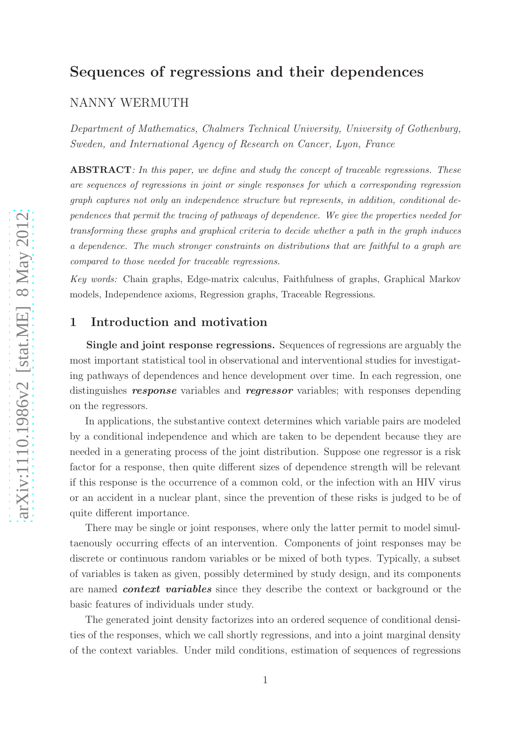# Sequences of regressions and their dependences

NANNY WERMUTH

*Department of Mathematics, Chalmers Technical University, University of Gothenburg, Sweden, and International Agency of Research on Cancer, Lyon, France*

**ABSTRACT**: *In this paper, we define and study the concept of traceable regressions. These are sequences of regressions in joint or single responses for which a corresponding regression graph captures not only an independence structure but represents, in addition, conditional dependences that permit the tracing of pathways of dependence. We give the properties needed for transforming these graphs and graphical criteria to decide whether a path in the graph induces a dependence. The much stronger constraints on distributions that are faithful to a graph are compared to those needed for traceable regressions.*

*Key words:* Chain graphs, Edge-matrix calculus, Faithfulness of graphs, Graphical Markov models, Independence axioms, Regression graphs, Traceable Regressions.

## 1 Introduction and motivation

**Single and joint response regressions.** Sequences of regressions are arguably the most important statistical tool in observational and interventional studies for investigating pathways of dependences and hence development over time. In each regression, one distinguishes ***response*** variables and ***regressor*** variables; with responses depending on the regressors.

In applications, the substantive context determines which variable pairs are modeled by a conditional independence and which are taken to be dependent because they are needed in a generating process of the joint distribution. Suppose one regressor is a risk factor for a response, then quite different sizes of dependence strength will be relevant if this response is the occurrence of a common cold, or the infection with an HIV virus or an accident in a nuclear plant, since the prevention of these risks is judged to be of quite different importance.

There may be single or joint responses, where only the latter permit to model simultaenously occurring effects of an intervention. Components of joint responses may be discrete or continuous random variables or be mixed of both types. Typically, a subset of variables is taken as given, possibly determined by study design, and its components are named ***context variables*** since they describe the context or background or the basic features of individuals under study.

The generated joint density factorizes into an ordered sequence of conditional densities of the responses, which we call shortly regressions, and into a joint marginal density of the context variables. Under mild conditions, estimation of sequences of regressions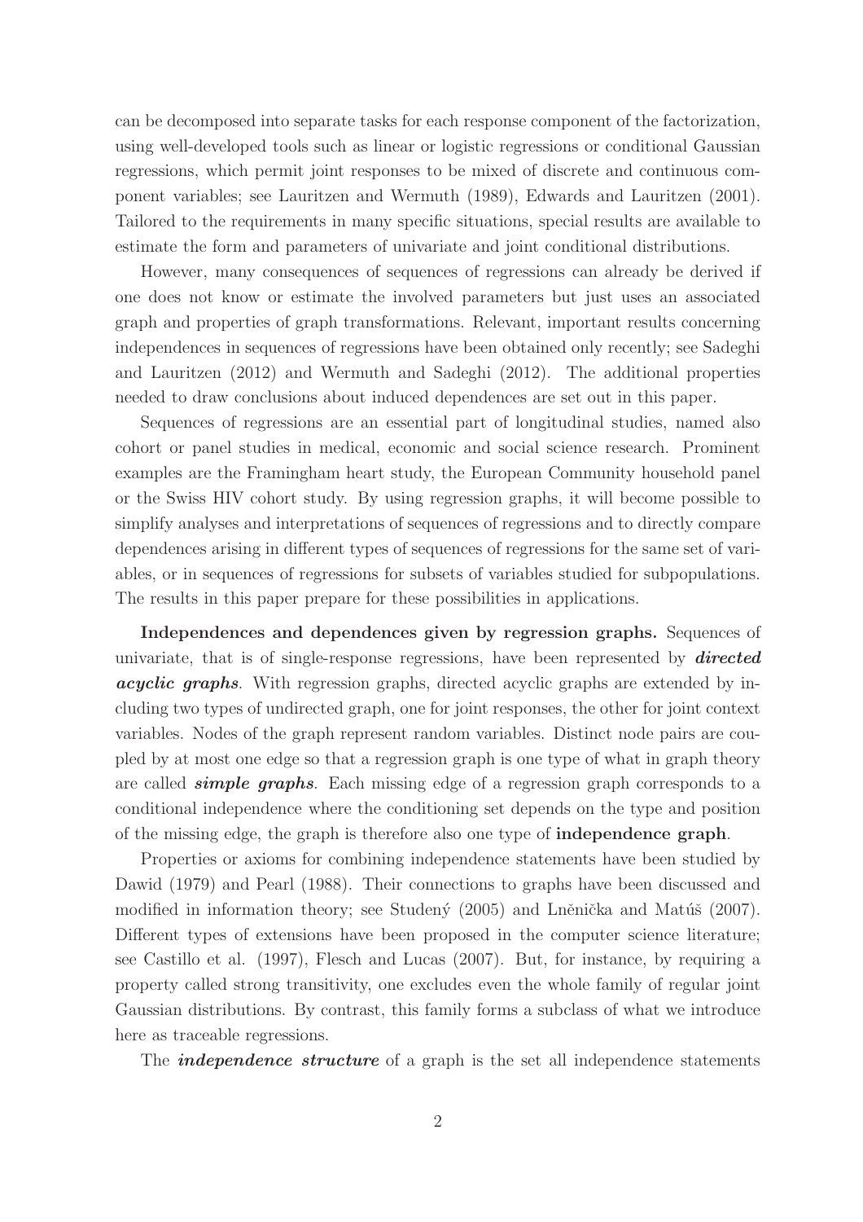can be decomposed into separate tasks for each response component of the factorization, using well-developed tools such as linear or logistic regressions or conditional Gaussian regressions, which permit joint responses to be mixed of discrete and continuous component variables; see Lauritzen and Wermuth (1989), Edwards and Lauritzen (2001). Tailored to the requirements in many specific situations, special results are available to estimate the form and parameters of univariate and joint conditional distributions.

However, many consequences of sequences of regressions can already be derived if one does not know or estimate the involved parameters but just uses an associated graph and properties of graph transformations. Relevant, important results concerning independences in sequences of regressions have been obtained only recently; see Sadeghi and Lauritzen (2012) and Wermuth and Sadeghi (2012). The additional properties needed to draw conclusions about induced dependences are set out in this paper.

Sequences of regressions are an essential part of longitudinal studies, named also cohort or panel studies in medical, economic and social science research. Prominent examples are the Framingham heart study, the European Community household panel or the Swiss HIV cohort study. By using regression graphs, it will become possible to simplify analyses and interpretations of sequences of regressions and to directly compare dependences arising in different types of sequences of regressions for the same set of variables, or in sequences of regressions for subsets of variables studied for subpopulations. The results in this paper prepare for these possibilities in applications.

**Independences and dependences given by regression graphs.** Sequences of univariate, that is of single-response regressions, have been represented by ***directed acyclic graphs***. With regression graphs, directed acyclic graphs are extended by including two types of undirected graph, one for joint responses, the other for joint context variables. Nodes of the graph represent random variables. Distinct node pairs are coupled by at most one edge so that a regression graph is one type of what in graph theory are called ***simple graphs***. Each missing edge of a regression graph corresponds to a conditional independence where the conditioning set depends on the type and position of the missing edge, the graph is therefore also one type of **independence graph**.

Properties or axioms for combining independence statements have been studied by Dawid (1979) and Pearl (1988). Their connections to graphs have been discussed and modified in information theory; see Studený (2005) and Lněnička and Matúš (2007). Different types of extensions have been proposed in the computer science literature; see Castillo et al. (1997), Flesch and Lucas (2007). But, for instance, by requiring a property called strong transitivity, one excludes even the whole family of regular joint Gaussian distributions. By contrast, this family forms a subclass of what we introduce here as traceable regressions.

The ***independence structure*** of a graph is the set all independence statements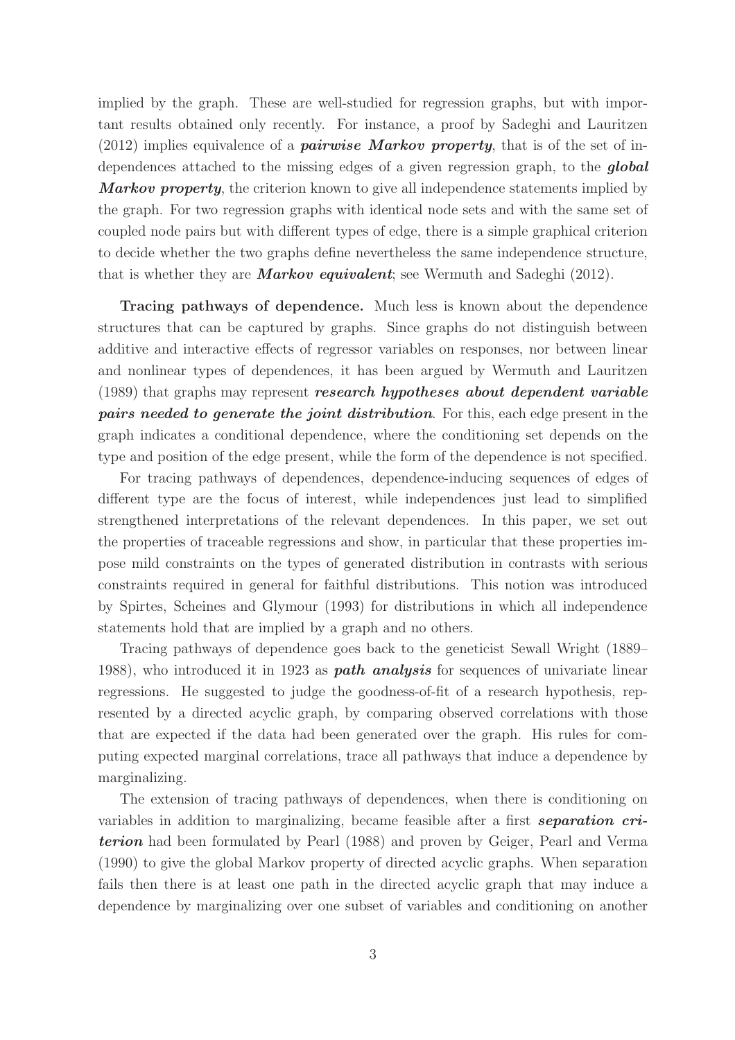implied by the graph. These are well-studied for regression graphs, but with important results obtained only recently. For instance, a proof by Sadeghi and Lauritzen (2012) implies equivalence of a ***pairwise Markov property***, that is of the set of independences attached to the missing edges of a given regression graph, to the ***global Markov property***, the criterion known to give all independence statements implied by the graph. For two regression graphs with identical node sets and with the same set of coupled node pairs but with different types of edge, there is a simple graphical criterion to decide whether the two graphs define nevertheless the same independence structure, that is whether they are ***Markov equivalent***; see Wermuth and Sadeghi (2012).

**Tracing pathways of dependence.** Much less is known about the dependence structures that can be captured by graphs. Since graphs do not distinguish between additive and interactive effects of regressor variables on responses, nor between linear and nonlinear types of dependences, it has been argued by Wermuth and Lauritzen (1989) that graphs may represent ***research hypotheses about dependent variable pairs needed to generate the joint distribution***. For this, each edge present in the graph indicates a conditional dependence, where the conditioning set depends on the type and position of the edge present, while the form of the dependence is not specified.

For tracing pathways of dependences, dependence-inducing sequences of edges of different type are the focus of interest, while independences just lead to simplified strengthened interpretations of the relevant dependences. In this paper, we set out the properties of traceable regressions and show, in particular that these properties impose mild constraints on the types of generated distribution in contrasts with serious constraints required in general for faithful distributions. This notion was introduced by Spirtes, Scheines and Glymour (1993) for distributions in which all independence statements hold that are implied by a graph and no others.

Tracing pathways of dependence goes back to the geneticist Sewall Wright (1889–1988), who introduced it in 1923 as ***path analysis*** for sequences of univariate linear regressions. He suggested to judge the goodness-of-fit of a research hypothesis, represented by a directed acyclic graph, by comparing observed correlations with those that are expected if the data had been generated over the graph. His rules for computing expected marginal correlations, trace all pathways that induce a dependence by marginalizing.

The extension of tracing pathways of dependences, when there is conditioning on variables in addition to marginalizing, became feasible after a first ***separation criterion*** had been formulated by Pearl (1988) and proven by Geiger, Pearl and Verma (1990) to give the global Markov property of directed acyclic graphs. When separation fails then there is at least one path in the directed acyclic graph that may induce a dependence by marginalizing over one subset of variables and conditioning on another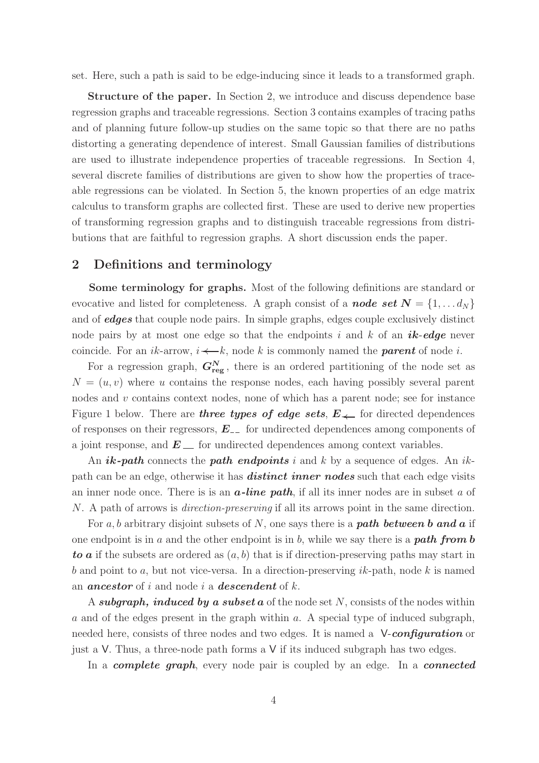set. Here, such a path is said to be edge-inducing since it leads to a transformed graph.

**Structure of the paper.** In Section 2, we introduce and discuss dependence base regression graphs and traceable regressions. Section 3 contains examples of tracing paths and of planning future follow-up studies on the same topic so that there are no paths distorting a generating dependence of interest. Small Gaussian families of distributions are used to illustrate independence properties of traceable regressions. In Section 4, several discrete families of distributions are given to show how the properties of traceable regressions can be violated. In Section 5, the known properties of an edge matrix calculus to transform graphs are collected first. These are used to derive new properties of transforming regression graphs and to distinguish traceable regressions from distributions that are faithful to regression graphs. A short discussion ends the paper.

## 2 Definitions and terminology

**Some terminology for graphs.** Most of the following definitions are standard or evocative and listed for completeness. A graph consist of a ***node set*** $\boldsymbol{N} = \{1, \dots d_N\}$ and of ***edges*** that couple node pairs. In simple graphs, edges couple exclusively distinct node pairs by at most one edge so that the endpoints $i$ and $k$ of an ***ik-edge*** never coincide. For an $ik$-arrow, $i \prec\!\!-\!\!- k$, node $k$ is commonly named the ***parent*** of node $i$.

For a regression graph, $\boldsymbol{G^N_{\text{reg}}}$, there is an ordered partitioning of the node set as $N = (u, v)$ where $u$ contains the response nodes, each having possibly several parent nodes and $v$ contains context nodes, none of which has a parent node; see for instance Figure 1 below. There are ***three types of edge sets***, $\boldsymbol{E}_{\prec\!-}$ for directed dependences of responses on their regressors, $\boldsymbol{E}_{--}$ for undirected dependences among components of a joint response, and $\boldsymbol{E}_{—}$ for undirected dependences among context variables.

An ***ik-path*** connects the ***path endpoints*** $i$ and $k$ by a sequence of edges. An $ik$-path can be an edge, otherwise it has ***distinct inner nodes*** such that each edge visits an inner node once. There is is an ***a-line path***, if all its inner nodes are in subset $a$ of $N$. A path of arrows is *direction-preserving* if all its arrows point in the same direction.

For $a, b$ arbitrary disjoint subsets of $N$, one says there is a ***path between b and a*** if one endpoint is in $a$ and the other endpoint is in $b$, while we say there is a ***path from b to a*** if the subsets are ordered as $(a, b)$ that is if direction-preserving paths may start in $b$ and point to $a$, but not vice-versa. In a direction-preserving $ik$-path, node $k$ is named an ***ancestor*** of $i$ and node $i$ a ***descendent*** of $k$.

A ***subgraph, induced by a subset a*** of the node set $N$, consists of the nodes within $a$ and of the edges present in the graph within $a$. A special type of induced subgraph, needed here, consists of three nodes and two edges. It is named a V-***configuration*** or just a V. Thus, a three-node path forms a V if its induced subgraph has two edges.

In a ***complete graph***, every node pair is coupled by an edge. In a ***connected***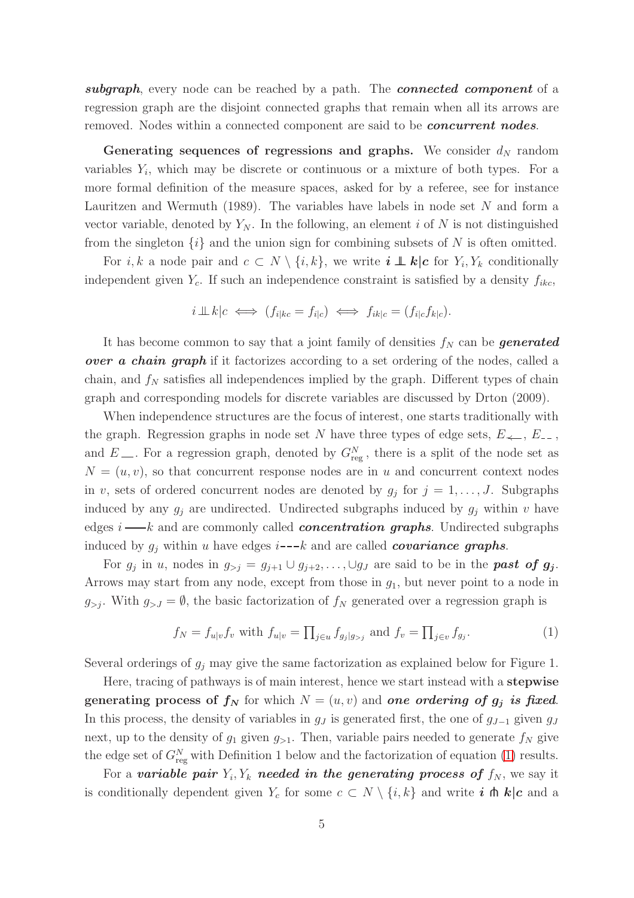***subgraph***, every node can be reached by a path. The ***connected component*** of a regression graph are the disjoint connected graphs that remain when all its arrows are removed. Nodes within a connected component are said to be ***concurrent nodes***.

**Generating sequences of regressions and graphs.** We consider $d_N$ random variables $Y_i$, which may be discrete or continuous or a mixture of both types. For a more formal definition of the measure spaces, asked for by a referee, see for instance Lauritzen and Wermuth (1989). The variables have labels in node set $N$ and form a vector variable, denoted by $Y_N$. In the following, an element $i$ of $N$ is not distinguished from the singleton $\{i\}$ and the union sign for combining subsets of $N$ is often omitted.

For $i, k$ a node pair and $c \subset N \setminus \{i, k\}$, we write $\boldsymbol{i \perp\!\!\!\perp k|c}$ for $Y_i, Y_k$ conditionally independent given $Y_c$. If such an independence constraint is satisfied by a density $f_{ikc}$,

$$i \perp\!\!\!\perp k|c \iff (f_{i|kc} = f_{i|c}) \iff f_{ik|c} = (f_{i|c} f_{k|c}).$$

It has become common to say that a joint family of densities $f_N$ can be ***generated over a chain graph*** if it factorizes according to a set ordering of the nodes, called a chain, and $f_N$ satisfies all independences implied by the graph. Different types of chain graph and corresponding models for discrete variables are discussed by Drton (2009).

When independence structures are the focus of interest, one starts traditionally with the graph. Regression graphs in node set $N$ have three types of edge sets, $E_{\prec\!-}$, $E_{---}$, and $E_{—}$. For a regression graph, denoted by $G^N_{\text{reg}}$, there is a split of the node set as $N = (u, v)$, so that concurrent response nodes are in $u$ and concurrent context nodes in $v$, sets of ordered concurrent nodes are denoted by $g_j$ for $j = 1, \ldots, J$. Subgraphs induced by any $g_j$ are undirected. Undirected subgraphs induced by $g_j$ within $v$ have edges $i$ — $k$ and are commonly called ***concentration graphs***. Undirected subgraphs induced by $g_j$ within $u$ have edges $i$ - - - $k$ and are called ***covariance graphs***.

For $g_j$ in $u$, nodes in $g_{>j} = g_{j+1} \cup g_{j+2}, \ldots, \cup g_J$ are said to be in the ***past of $\boldsymbol{g_j}$***. Arrows may start from any node, except from those in $g_1$, but never point to a node in $g_{>j}$. With $g_{>J} = \emptyset$, the basic factorization of $f_N$ generated over a regression graph is

$$f_N = f_{u|v} f_v \text{ with } f_{u|v} = \textstyle\prod_{j \in u} f_{g_j|g_{>j}} \text{ and } f_v = \textstyle\prod_{j \in v} f_{g_j}. \tag{1}$$

Several orderings of $g_j$ may give the same factorization as explained below for Figure 1.

Here, tracing of pathways is of main interest, hence we start instead with a **stepwise generating process of $\boldsymbol{f_N}$** for which $N = (u, v)$ and ***one ordering of $\boldsymbol{g_j}$ is fixed***. In this process, the density of variables in $g_J$ is generated first, the one of $g_{J-1}$ given $g_J$ next, up to the density of $g_1$ given $g_{>1}$. Then, variable pairs needed to generate $f_N$ give the edge set of $G^N_{\text{reg}}$ with Definition 1 below and the factorization of equation (1) results.

For a ***variable pair $Y_i, Y_k$ needed in the generating process of*** $f_N$, we say it is conditionally dependent given $Y_c$ for some $c \subset N \setminus \{i, k\}$ and write $\boldsymbol{i \pitchfork k|c}$ and a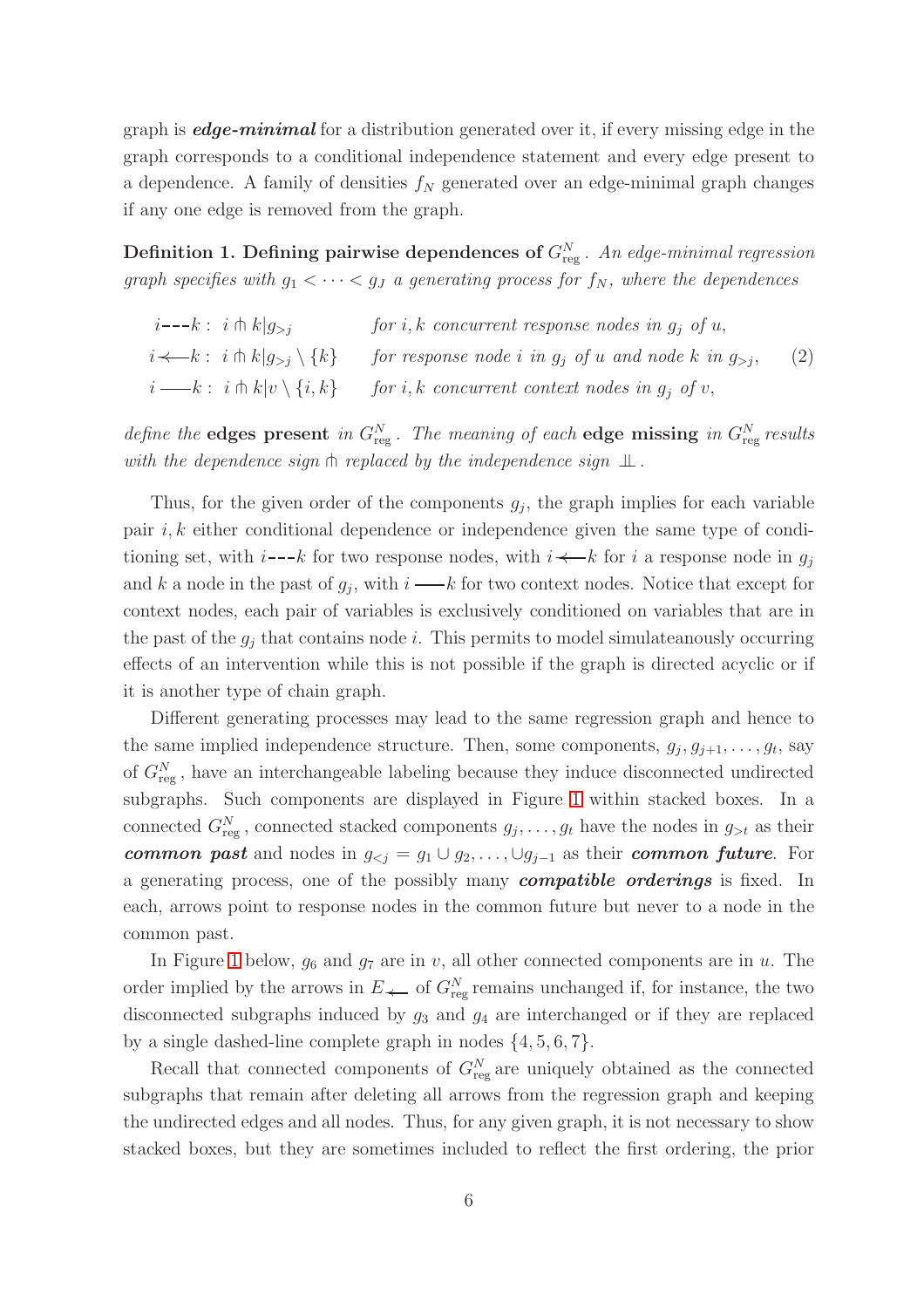graph is ***edge-minimal*** for a distribution generated over it, if every missing edge in the graph corresponds to a conditional independence statement and every edge present to a dependence. A family of densities $f_N$ generated over an edge-minimal graph changes if any one edge is removed from the graph.

**Definition 1. Defining pairwise dependences of $G^N_{\text{reg}}$.** *An edge-minimal regression graph specifies with $g_1 < \cdots < g_J$ a generating process for $f_N$, where the dependences*

$$
\begin{array}{lll}
i \,\text{---}\, k: \; i \pitchfork k | g_{>j} & \text{for } i,k \text{ concurrent response nodes in } g_j \text{ of } u, & \\
i \prec\!\!-\, k: \; i \pitchfork k | g_{>j} \setminus \{k\} & \text{for response node } i \text{ in } g_j \text{ of } u \text{ and node } k \text{ in } g_{>j}, & \quad (2)\\
i \,\text{——}\, k: \; i \pitchfork k | v \setminus \{i,k\} & \text{for } i,k \text{ concurrent context nodes in } g_j \text{ of } v, &
\end{array}
$$

*define the* **edges present** *in $G^N_{\text{reg}}$. The meaning of each* **edge missing** *in $G^N_{\text{reg}}$ results with the dependence sign $\pitchfork$ replaced by the independence sign $\perp\!\!\!\perp$.*

Thus, for the given order of the components $g_j$, the graph implies for each variable pair $i, k$ either conditional dependence or independence given the same type of conditioning set, with $i \,\text{---}\, k$ for two response nodes, with $i \prec\!\!-\, k$ for $i$ a response node in $g_j$ and $k$ a node in the past of $g_j$, with $i \,\text{——}\, k$ for two context nodes. Notice that except for context nodes, each pair of variables is exclusively conditioned on variables that are in the past of the $g_j$ that contains node $i$. This permits to model simulateanously occurring effects of an intervention while this is not possible if the graph is directed acyclic or if it is another type of chain graph.

Different generating processes may lead to the same regression graph and hence to the same implied independence structure. Then, some components, $g_j, g_{j+1}, \ldots, g_t$, say of $G^N_{\text{reg}}$, have an interchangeable labeling because they induce disconnected undirected subgraphs. Such components are displayed in Figure 1 within stacked boxes. In a connected $G^N_{\text{reg}}$, connected stacked components $g_j, \ldots, g_t$ have the nodes in $g_{>t}$ as their ***common past*** and nodes in $g_{<j} = g_1 \cup g_2, \ldots, \cup g_{j-1}$ as their ***common future***. For a generating process, one of the possibly many ***compatible orderings*** is fixed. In each, arrows point to response nodes in the common future but never to a node in the common past.

In Figure 1 below, $g_6$ and $g_7$ are in $v$, all other connected components are in $u$. The order implied by the arrows in $E_{\prec\!-}$ of $G^N_{\text{reg}}$ remains unchanged if, for instance, the two disconnected subgraphs induced by $g_3$ and $g_4$ are interchanged or if they are replaced by a single dashed-line complete graph in nodes $\{4, 5, 6, 7\}$.

Recall that connected components of $G^N_{\text{reg}}$ are uniquely obtained as the connected subgraphs that remain after deleting all arrows from the regression graph and keeping the undirected edges and all nodes. Thus, for any given graph, it is not necessary to show stacked boxes, but they are sometimes included to reflect the first ordering, the prior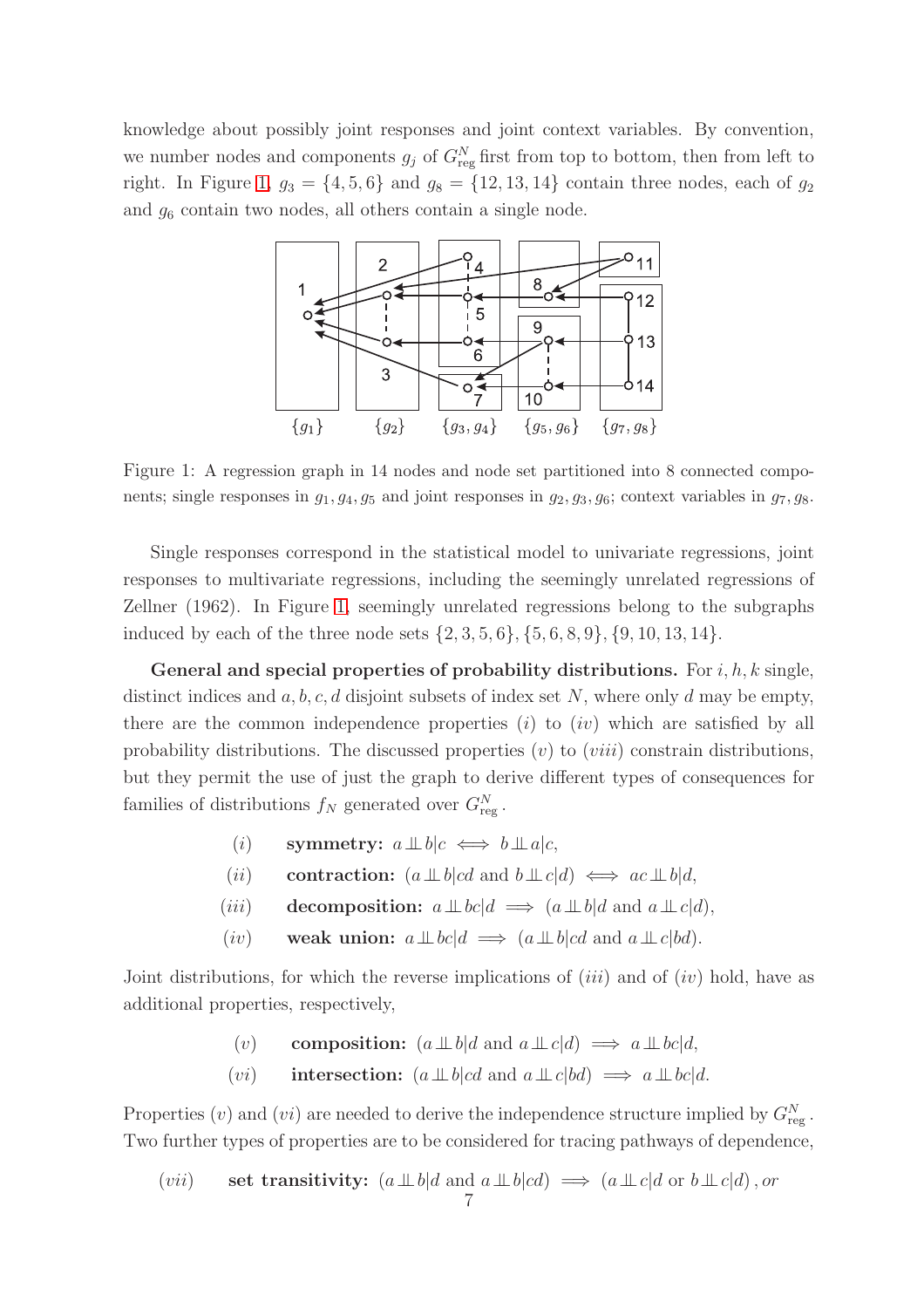knowledge about possibly joint responses and joint context variables. By convention, we number nodes and components $g_j$ of $G^N_{\text{reg}}$ first from top to bottom, then from left to right. In Figure 1, $g_3 = \{4, 5, 6\}$ and $g_8 = \{12, 13, 14\}$ contain three nodes, each of $g_2$ and $g_6$ contain two nodes, all others contain a single node.

Figure 1: A regression graph in 14 nodes and node set partitioned into 8 connected components; single responses in $g_1, g_4, g_5$ and joint responses in $g_2, g_3, g_6$; context variables in $g_7, g_8$.

Single responses correspond in the statistical model to univariate regressions, joint responses to multivariate regressions, including the seemingly unrelated regressions of Zellner (1962). In Figure 1, seemingly unrelated regressions belong to the subgraphs induced by each of the three node sets $\{2, 3, 5, 6\}, \{5, 6, 8, 9\}, \{9, 10, 13, 14\}$.

**General and special properties of probability distributions.** For $i, h, k$ single, distinct indices and $a, b, c, d$ disjoint subsets of index set $N$, where only $d$ may be empty, there are the common independence properties $(i)$ to $(iv)$ which are satisfied by all probability distributions. The discussed properties $(v)$ to $(viii)$ constrain distributions, but they permit the use of just the graph to derive different types of consequences for families of distributions $f_N$ generated over $G^N_{\text{reg}}$.

$(i)$ **symmetry:** $a \perp\!\!\!\perp b|c \iff b \perp\!\!\!\perp a|c$,

$(ii)$ **contraction:** $(a \perp\!\!\!\perp b|cd \text{ and } b \perp\!\!\!\perp c|d) \iff ac \perp\!\!\!\perp b|d$,

$(iii)$ **decomposition:** $a \perp\!\!\!\perp bc|d \implies (a \perp\!\!\!\perp b|d \text{ and } a \perp\!\!\!\perp c|d)$,

$(iv)$ **weak union:** $a \perp\!\!\!\perp bc|d \implies (a \perp\!\!\!\perp b|cd \text{ and } a \perp\!\!\!\perp c|bd)$.

Joint distributions, for which the reverse implications of $(iii)$ and of $(iv)$ hold, have as additional properties, respectively,

$(v)$ **composition:** $(a \perp\!\!\!\perp b|d \text{ and } a \perp\!\!\!\perp c|d) \implies a \perp\!\!\!\perp bc|d$,

$(vi)$ **intersection:** $(a \perp\!\!\!\perp b|cd \text{ and } a \perp\!\!\!\perp c|bd) \implies a \perp\!\!\!\perp bc|d$.

Properties $(v)$ and $(vi)$ are needed to derive the independence structure implied by $G^N_{\text{reg}}$. Two further types of properties are to be considered for tracing pathways of dependence,

$(vii)$ **set transitivity:** $(a \perp\!\!\!\perp b|d \text{ and } a \perp\!\!\!\perp b|cd) \implies (a \perp\!\!\!\perp c|d \text{ or } b \perp\!\!\!\perp c|d)$, *or*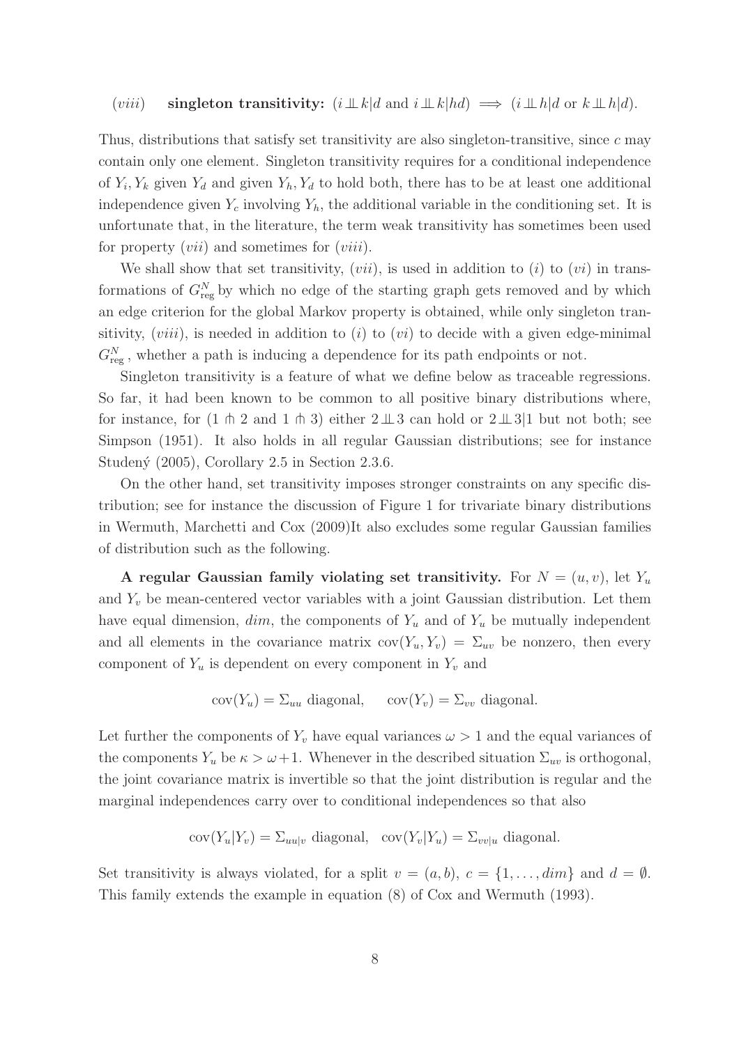($viii$) **singleton transitivity:** $(i \perp\!\!\!\perp k|d$ and $i \perp\!\!\!\perp k|hd) \implies (i \perp\!\!\!\perp h|d$ or $k \perp\!\!\!\perp h|d)$.

Thus, distributions that satisfy set transitivity are also singleton-transitive, since $c$ may contain only one element. Singleton transitivity requires for a conditional independence of $Y_i, Y_k$ given $Y_d$ and given $Y_h, Y_d$ to hold both, there has to be at least one additional independence given $Y_c$ involving $Y_h$, the additional variable in the conditioning set. It is unfortunate that, in the literature, the term weak transitivity has sometimes been used for property ($vii$) and sometimes for ($viii$).

We shall show that set transitivity, ($vii$), is used in addition to ($i$) to ($vi$) in transformations of $G^N_{\text{reg}}$ by which no edge of the starting graph gets removed and by which an edge criterion for the global Markov property is obtained, while only singleton transitivity, ($viii$), is needed in addition to ($i$) to ($vi$) to decide with a given edge-minimal $G^N_{\text{reg}}$, whether a path is inducing a dependence for its path endpoints or not.

Singleton transitivity is a feature of what we define below as traceable regressions. So far, it had been known to be common to all positive binary distributions where, for instance, for $(1 \pitchfork 2$ and $1 \pitchfork 3)$ either $2 \perp\!\!\!\perp 3$ can hold or $2 \perp\!\!\!\perp 3|1$ but not both; see Simpson (1951). It also holds in all regular Gaussian distributions; see for instance Studený (2005), Corollary 2.5 in Section 2.3.6.

On the other hand, set transitivity imposes stronger constraints on any specific distribution; see for instance the discussion of Figure 1 for trivariate binary distributions in Wermuth, Marchetti and Cox (2009)It also excludes some regular Gaussian families of distribution such as the following.

**A regular Gaussian family violating set transitivity.** For $N = (u, v)$, let $Y_u$ and $Y_v$ be mean-centered vector variables with a joint Gaussian distribution. Let them have equal dimension, $dim$, the components of $Y_u$ and of $Y_u$ be mutually independent and all elements in the covariance matrix $\text{cov}(Y_u, Y_v) = \Sigma_{uv}$ be nonzero, then every component of $Y_u$ is dependent on every component in $Y_v$ and

$$\text{cov}(Y_u) = \Sigma_{uu} \text{ diagonal}, \quad \text{cov}(Y_v) = \Sigma_{vv} \text{ diagonal}.$$

Let further the components of $Y_v$ have equal variances $\omega > 1$ and the equal variances of the components $Y_u$ be $\kappa > \omega + 1$. Whenever in the described situation $\Sigma_{uv}$ is orthogonal, the joint covariance matrix is invertible so that the joint distribution is regular and the marginal independences carry over to conditional independences so that also

$$\text{cov}(Y_u|Y_v) = \Sigma_{uu|v} \text{ diagonal}, \quad \text{cov}(Y_v|Y_u) = \Sigma_{vv|u} \text{ diagonal}.$$

Set transitivity is always violated, for a split $v = (a, b)$, $c = \{1, \ldots, dim\}$ and $d = \emptyset$. This family extends the example in equation (8) of Cox and Wermuth (1993).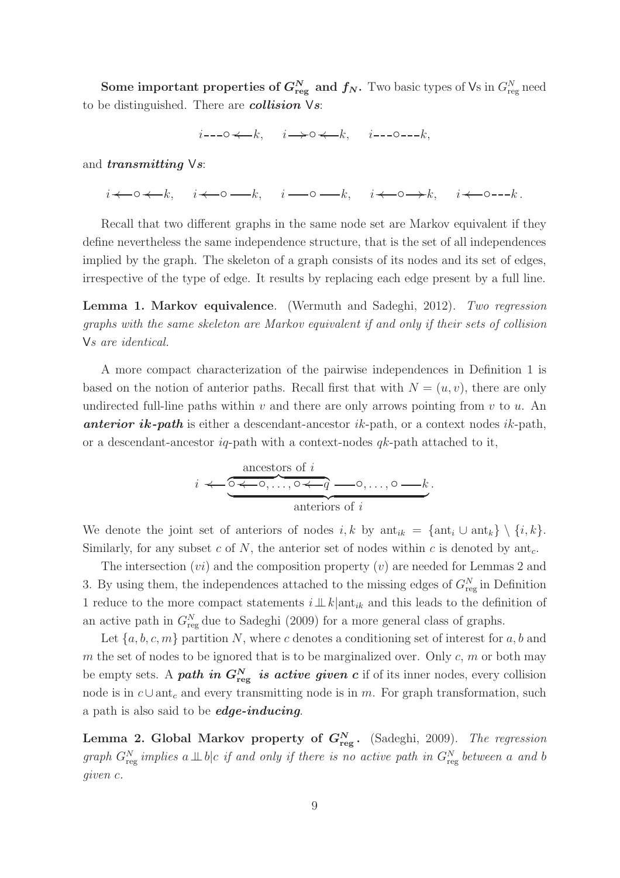**Some important properties of $G^N_{\text{reg}}$ and $f_N$.** Two basic types of Vs in $G^N_{\text{reg}}$ need to be distinguished. There are ***collision* Vs**:

$$i \,\text{- - -}\circ\!\!\prec\!\!\text{—}\, k, \quad i \,\text{—}\!\!\succ\!\circ\!\prec\!\!\text{—}\, k, \quad i \,\text{- - -}\circ\text{- - -}\, k,$$

and ***transmitting* Vs**:

$$i \prec\!\text{—}\circ\!\prec\!\text{—}\, k, \quad i \prec\!\text{—}\circ \text{——}\, k, \quad i \text{——}\circ\text{——}\, k, \quad i \prec\!\text{—}\circ\!\text{—}\!\succ k, \quad i \prec\!\text{—}\circ\text{- - -}\, k\,.$$

Recall that two different graphs in the same node set are Markov equivalent if they define nevertheless the same independence structure, that is the set of all independences implied by the graph. The skeleton of a graph consists of its nodes and its set of edges, irrespective of the type of edge. It results by replacing each edge present by a full line.

**Lemma 1. Markov equivalence**. (Wermuth and Sadeghi, 2012). *Two regression graphs with the same skeleton are Markov equivalent if and only if their sets of collision Vs are identical.*

A more compact characterization of the pairwise independences in Definition 1 is based on the notion of anterior paths. Recall first that with $N = (u, v)$, there are only undirected full-line paths within $v$ and there are only arrows pointing from $v$ to $u$. An ***anterior ik-path*** is either a descendant-ancestor $ik$-path, or a context nodes $ik$-path, or a descendant-ancestor $iq$-path with a context-nodes $qk$-path attached to it,

$$i \prec\!\text{—}\, \underbrace{\overbrace{\circ \prec\!\text{—}\circ, \ldots, \circ \prec\!\text{—}\, q}^{\text{ancestors of } i} \text{——}\circ, \ldots, \circ \text{——}\, k}_{\text{anteriors of } i}.$$

We denote the joint set of anteriors of nodes $i, k$ by $\text{ant}_{ik} = \{\text{ant}_i \cup \text{ant}_k\} \setminus \{i, k\}$. Similarly, for any subset $c$ of $N$, the anterior set of nodes within $c$ is denoted by $\text{ant}_c$.

The intersection $(vi)$ and the composition property $(v)$ are needed for Lemmas 2 and 3. By using them, the independences attached to the missing edges of $G^N_{\text{reg}}$ in Definition 1 reduce to the more compact statements $i \perp\!\!\!\perp k|\text{ant}_{ik}$ and this leads to the definition of an active path in $G^N_{\text{reg}}$ due to Sadeghi (2009) for a more general class of graphs.

Let $\{a, b, c, m\}$ partition $N$, where $c$ denotes a conditioning set of interest for $a, b$ and $m$ the set of nodes to be ignored that is to be marginalized over. Only $c$, $m$ or both may be empty sets. A ***path in $G^N_{\text{reg}}$ is active given c*** if of its inner nodes, every collision node is in $c \cup \text{ant}_c$ and every transmitting node is in $m$. For graph transformation, such a path is also said to be ***edge-inducing***.

**Lemma 2. Global Markov property of $G^N_{\text{reg}}$.** (Sadeghi, 2009). *The regression graph $G^N_{\text{reg}}$ implies $a \perp\!\!\!\perp b|c$ if and only if there is no active path in $G^N_{\text{reg}}$ between $a$ and $b$ given $c$.*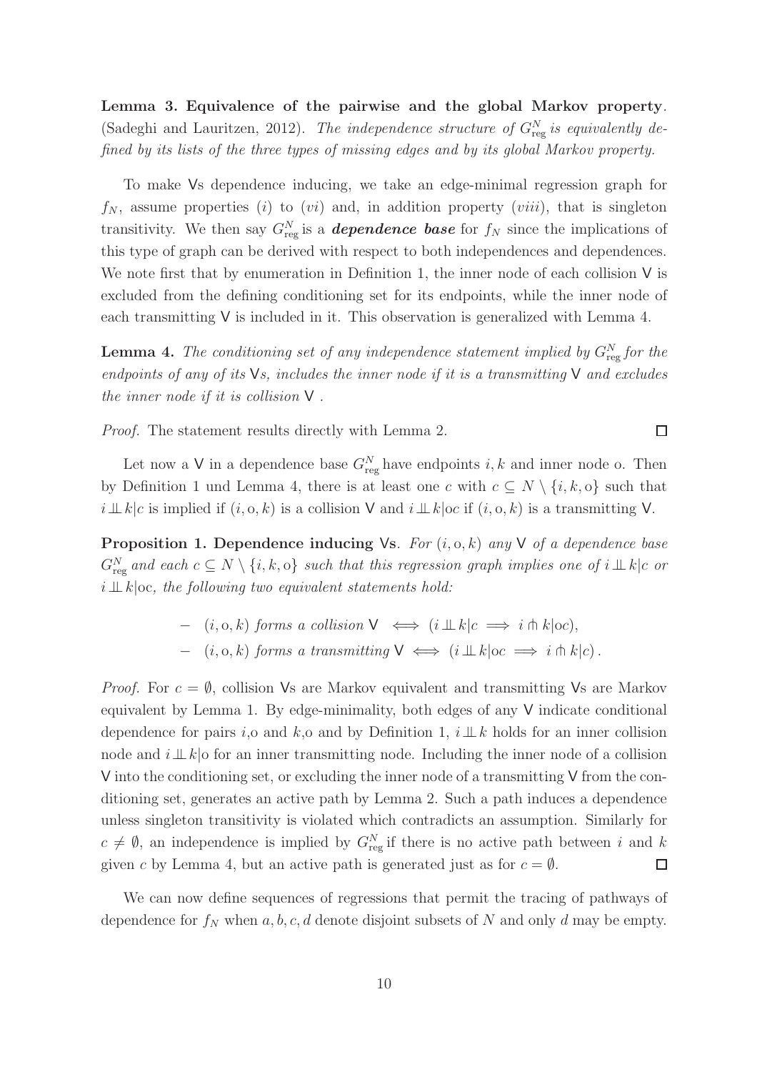**Lemma 3. Equivalence of the pairwise and the global Markov property**. (Sadeghi and Lauritzen, 2012). *The independence structure of $G^N_{\text{reg}}$ is equivalently defined by its lists of the three types of missing edges and by its global Markov property.*

To make Vs dependence inducing, we take an edge-minimal regression graph for $f_N$, assume properties $(i)$ to $(vi)$ and, in addition property $(viii)$, that is singleton transitivity. We then say $G^N_{\text{reg}}$ is a ***dependence base*** for $f_N$ since the implications of this type of graph can be derived with respect to both independences and dependences. We note first that by enumeration in Definition 1, the inner node of each collision V is excluded from the defining conditioning set for its endpoints, while the inner node of each transmitting V is included in it. This observation is generalized with Lemma 4.

**Lemma 4.** *The conditioning set of any independence statement implied by $G^N_{\text{reg}}$ for the endpoints of any of its Vs, includes the inner node if it is a transmitting V and excludes the inner node if it is collision V .*

*Proof.* The statement results directly with Lemma 2. $\square$

Let now a V in a dependence base $G^N_{\text{reg}}$ have endpoints $i, k$ and inner node o. Then by Definition 1 und Lemma 4, there is at least one $c$ with $c \subseteq N \setminus \{i, k, \text{o}\}$ such that $i \perp\!\!\!\perp k|c$ is implied if $(i, \text{o}, k)$ is a collision V and $i \perp\!\!\!\perp k|\text{o}c$ if $(i, \text{o}, k)$ is a transmitting V.

**Proposition 1. Dependence inducing Vs**. *For $(i, \text{o}, k)$ any V of a dependence base $G^N_{\text{reg}}$ and each $c \subseteq N \setminus \{i, k, \text{o}\}$ such that this regression graph implies one of $i \perp\!\!\!\perp k|c$ or $i \perp\!\!\!\perp k|\text{o}c$, the following two equivalent statements hold:*

- $(i, \text{o}, k)$ *forms a collision* V $\iff (i \perp\!\!\!\perp k|c \implies i \pitchfork k|\text{o}c)$,
- $(i, \text{o}, k)$ *forms a transmitting* V $\iff (i \perp\!\!\!\perp k|\text{o}c \implies i \pitchfork k|c)$.

*Proof.* For $c = \emptyset$, collision Vs are Markov equivalent and transmitting Vs are Markov equivalent by Lemma 1. By edge-minimality, both edges of any V indicate conditional dependence for pairs $i$,o and $k$,o and by Definition 1, $i \perp\!\!\!\perp k$ holds for an inner collision node and $i \perp\!\!\!\perp k|\text{o}$ for an inner transmitting node. Including the inner node of a collision V into the conditioning set, or excluding the inner node of a transmitting V from the conditioning set, generates an active path by Lemma 2. Such a path induces a dependence unless singleton transitivity is violated which contradicts an assumption. Similarly for $c \neq \emptyset$, an independence is implied by $G^N_{\text{reg}}$ if there is no active path between $i$ and $k$ given $c$ by Lemma 4, but an active path is generated just as for $c = \emptyset$. $\square$

We can now define sequences of regressions that permit the tracing of pathways of dependence for $f_N$ when $a, b, c, d$ denote disjoint subsets of $N$ and only $d$ may be empty.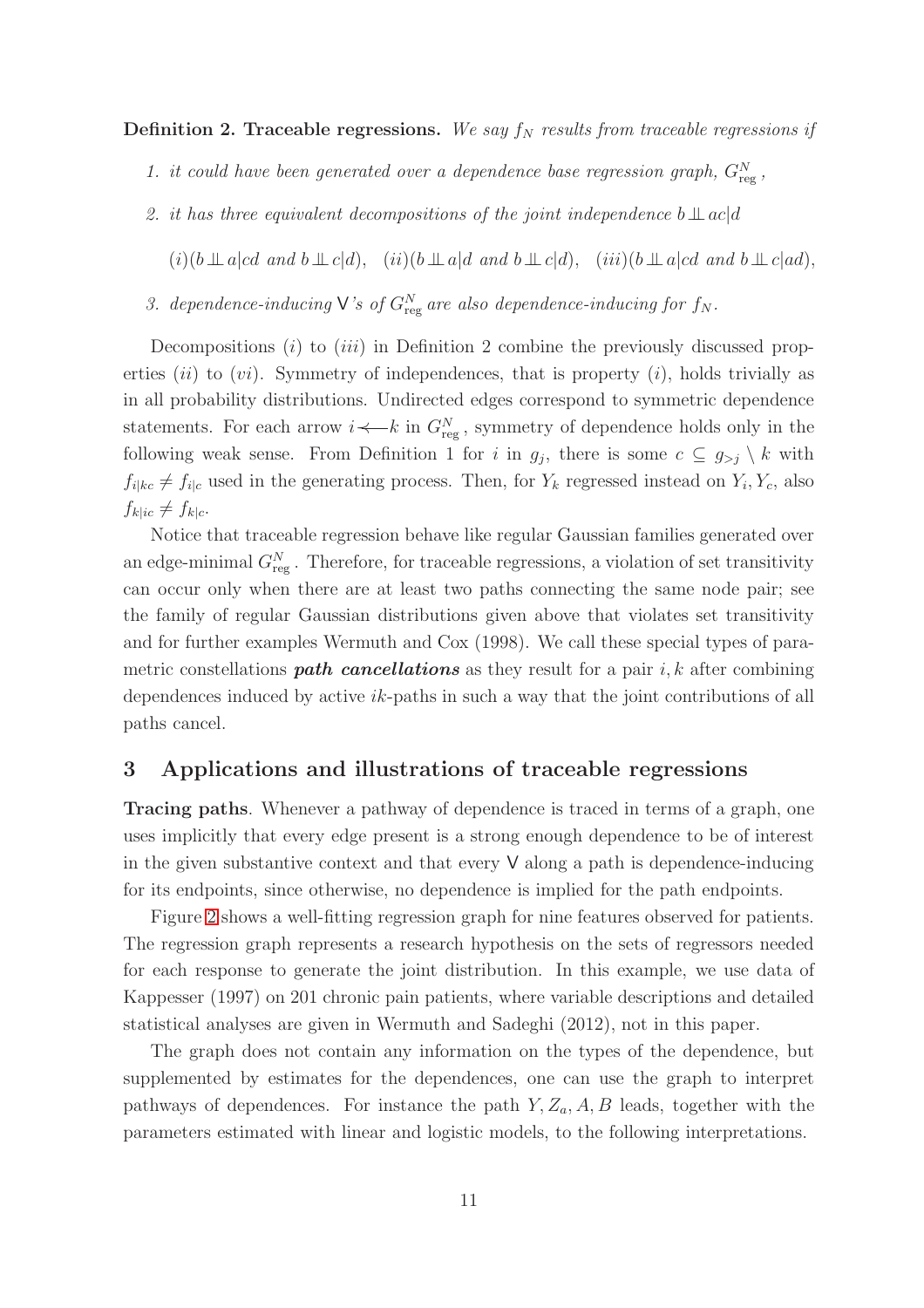**Definition 2. Traceable regressions.** *We say $f_N$ results from traceable regressions if*

1. *it could have been generated over a dependence base regression graph, $G^N_{\text{reg}}$,*
2. *it has three equivalent decompositions of the joint independence $b \perp\!\!\!\perp ac|d$*

   $(i)(b \perp\!\!\!\perp a|cd$ *and* $b \perp\!\!\!\perp c|d)$, $\quad (ii)(b \perp\!\!\!\perp a|d$ *and* $b \perp\!\!\!\perp c|d)$, $\quad (iii)(b \perp\!\!\!\perp a|cd$ *and* $b \perp\!\!\!\perp c|ad)$,

3. *dependence-inducing* $\mathsf{V}$*'s of $G^N_{\text{reg}}$ are also dependence-inducing for $f_N$.*

Decompositions $(i)$ to $(iii)$ in Definition 2 combine the previously discussed properties $(ii)$ to $(vi)$. Symmetry of independences, that is property $(i)$, holds trivially as in all probability distributions. Undirected edges correspond to symmetric dependence statements. For each arrow $i \prec\!\!\!-\, k$ in $G^N_{\text{reg}}$, symmetry of dependence holds only in the following weak sense. From Definition 1 for $i$ in $g_j$, there is some $c \subseteq g_{>j} \setminus k$ with $f_{i|kc} \neq f_{i|c}$ used in the generating process. Then, for $Y_k$ regressed instead on $Y_i, Y_c$, also $f_{k|ic} \neq f_{k|c}$.

Notice that traceable regression behave like regular Gaussian families generated over an edge-minimal $G^N_{\text{reg}}$. Therefore, for traceable regressions, a violation of set transitivity can occur only when there are at least two paths connecting the same node pair; see the family of regular Gaussian distributions given above that violates set transitivity and for further examples Wermuth and Cox (1998). We call these special types of parametric constellations ***path cancellations*** as they result for a pair $i, k$ after combining dependences induced by active $ik$-paths in such a way that the joint contributions of all paths cancel.

## 3 Applications and illustrations of traceable regressions

**Tracing paths**. Whenever a pathway of dependence is traced in terms of a graph, one uses implicitly that every edge present is a strong enough dependence to be of interest in the given substantive context and that every $\mathsf{V}$ along a path is dependence-inducing for its endpoints, since otherwise, no dependence is implied for the path endpoints.

Figure 2 shows a well-fitting regression graph for nine features observed for patients. The regression graph represents a research hypothesis on the sets of regressors needed for each response to generate the joint distribution. In this example, we use data of Kappesser (1997) on 201 chronic pain patients, where variable descriptions and detailed statistical analyses are given in Wermuth and Sadeghi (2012), not in this paper.

The graph does not contain any information on the types of the dependence, but supplemented by estimates for the dependences, one can use the graph to interpret pathways of dependences. For instance the path $Y, Z_a, A, B$ leads, together with the parameters estimated with linear and logistic models, to the following interpretations.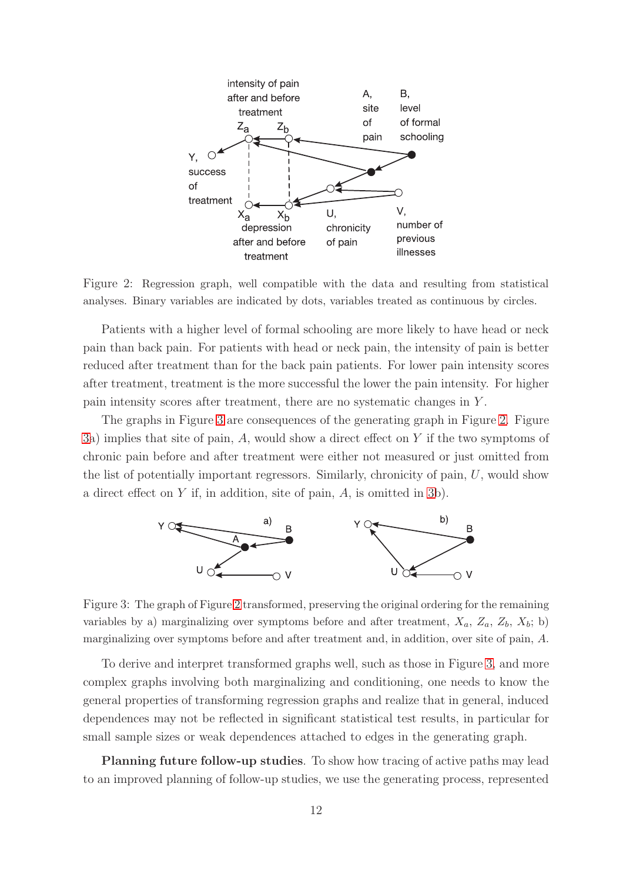Figure 2: Regression graph, well compatible with the data and resulting from statistical analyses. Binary variables are indicated by dots, variables treated as continuous by circles.

Patients with a higher level of formal schooling are more likely to have head or neck pain than back pain. For patients with head or neck pain, the intensity of pain is better reduced after treatment than for the back pain patients. For lower pain intensity scores after treatment, treatment is the more successful the lower the pain intensity. For higher pain intensity scores after treatment, there are no systematic changes in $Y$.

The graphs in Figure 3 are consequences of the generating graph in Figure 2. Figure 3a) implies that site of pain, $A$, would show a direct effect on $Y$ if the two symptoms of chronic pain before and after treatment were either not measured or just omitted from the list of potentially important regressors. Similarly, chronicity of pain, $U$, would show a direct effect on $Y$ if, in addition, site of pain, $A$, is omitted in 3b).

Figure 3: The graph of Figure 2 transformed, preserving the original ordering for the remaining variables by a) marginalizing over symptoms before and after treatment, $X_a$, $Z_a$, $Z_b$, $X_b$; b) marginalizing over symptoms before and after treatment and, in addition, over site of pain, $A$.

To derive and interpret transformed graphs well, such as those in Figure 3, and more complex graphs involving both marginalizing and conditioning, one needs to know the general properties of transforming regression graphs and realize that in general, induced dependences may not be reflected in significant statistical test results, in particular for small sample sizes or weak dependences attached to edges in the generating graph.

**Planning future follow-up studies**. To show how tracing of active paths may lead to an improved planning of follow-up studies, we use the generating process, represented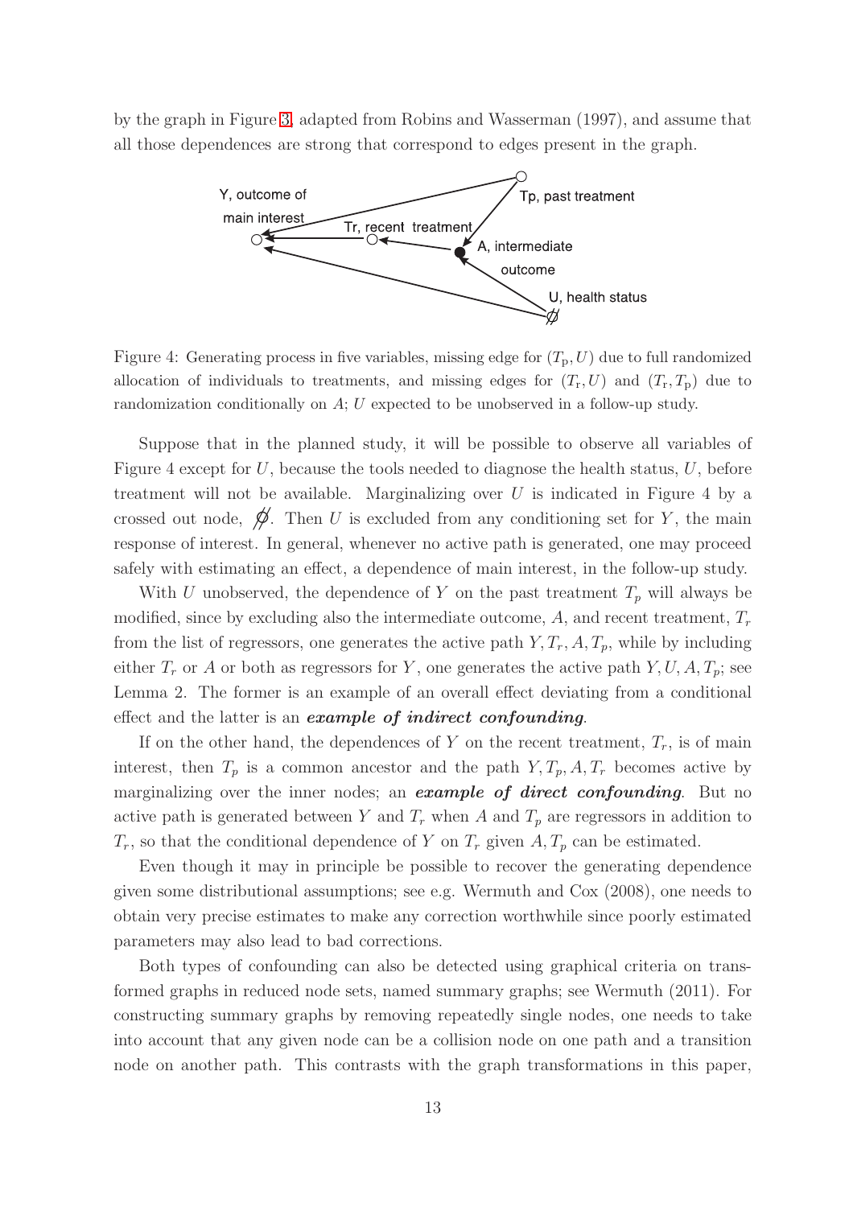by the graph in Figure 3, adapted from Robins and Wasserman (1997), and assume that all those dependences are strong that correspond to edges present in the graph.

Figure 4: Generating process in five variables, missing edge for $(T_{\mathrm{p}}, U)$ due to full randomized allocation of individuals to treatments, and missing edges for $(T_{\mathrm{r}}, U)$ and $(T_{\mathrm{r}}, T_{\mathrm{p}})$ due to randomization conditionally on $A$; $U$ expected to be unobserved in a follow-up study.

Suppose that in the planned study, it will be possible to observe all variables of Figure 4 except for $U$, because the tools needed to diagnose the health status, $U$, before treatment will not be available. Marginalizing over $U$ is indicated in Figure 4 by a crossed out node, $\not\bigcirc$. Then $U$ is excluded from any conditioning set for $Y$, the main response of interest. In general, whenever no active path is generated, one may proceed safely with estimating an effect, a dependence of main interest, in the follow-up study.

With $U$ unobserved, the dependence of $Y$ on the past treatment $T_p$ will always be modified, since by excluding also the intermediate outcome, $A$, and recent treatment, $T_r$ from the list of regressors, one generates the active path $Y, T_r, A, T_p$, while by including either $T_r$ or $A$ or both as regressors for $Y$, one generates the active path $Y, U, A, T_p$; see Lemma 2. The former is an example of an overall effect deviating from a conditional effect and the latter is an ***example of indirect confounding***.

If on the other hand, the dependences of $Y$ on the recent treatment, $T_r$, is of main interest, then $T_p$ is a common ancestor and the path $Y, T_p, A, T_r$ becomes active by marginalizing over the inner nodes; an ***example of direct confounding***. But no active path is generated between $Y$ and $T_r$ when $A$ and $T_p$ are regressors in addition to $T_r$, so that the conditional dependence of $Y$ on $T_r$ given $A, T_p$ can be estimated.

Even though it may in principle be possible to recover the generating dependence given some distributional assumptions; see e.g. Wermuth and Cox (2008), one needs to obtain very precise estimates to make any correction worthwhile since poorly estimated parameters may also lead to bad corrections.

Both types of confounding can also be detected using graphical criteria on transformed graphs in reduced node sets, named summary graphs; see Wermuth (2011). For constructing summary graphs by removing repeatedly single nodes, one needs to take into account that any given node can be a collision node on one path and a transition node on another path. This contrasts with the graph transformations in this paper,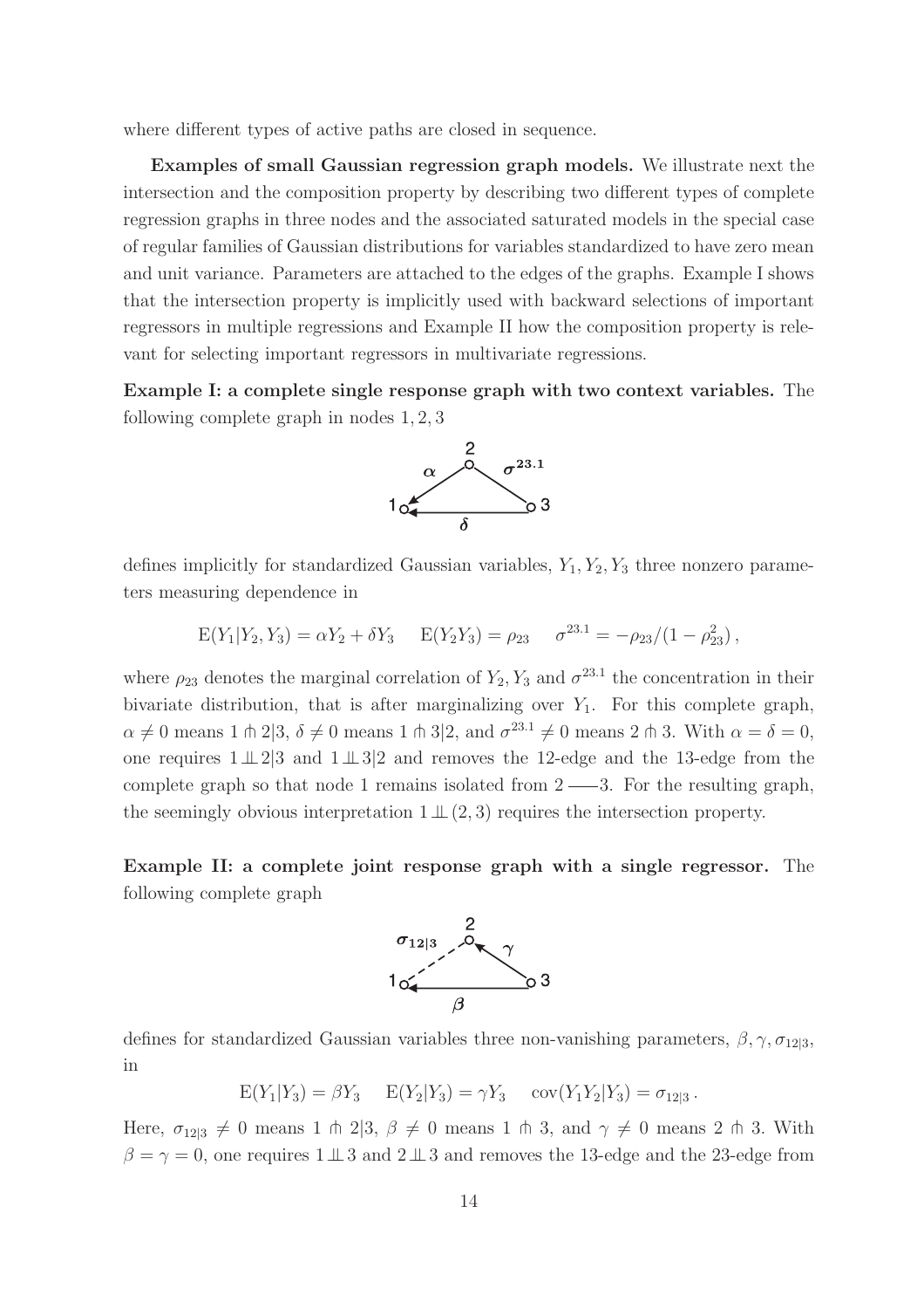where different types of active paths are closed in sequence.

**Examples of small Gaussian regression graph models.** We illustrate next the intersection and the composition property by describing two different types of complete regression graphs in three nodes and the associated saturated models in the special case of regular families of Gaussian distributions for variables standardized to have zero mean and unit variance. Parameters are attached to the edges of the graphs. Example I shows that the intersection property is implicitly used with backward selections of important regressors in multiple regressions and Example II how the composition property is relevant for selecting important regressors in multivariate regressions.

**Example I: a complete single response graph with two context variables.** The following complete graph in nodes $1, 2, 3$

defines implicitly for standardized Gaussian variables, $Y_1, Y_2, Y_3$ three nonzero parameters measuring dependence in

$$\mathrm{E}(Y_1|Y_2, Y_3) = \alpha Y_2 + \delta Y_3 \quad \mathrm{E}(Y_2 Y_3) = \rho_{23} \quad \sigma^{23.1} = -\rho_{23}/(1 - \rho_{23}^2),$$

where $\rho_{23}$ denotes the marginal correlation of $Y_2, Y_3$ and $\sigma^{23.1}$ the concentration in their bivariate distribution, that is after marginalizing over $Y_1$. For this complete graph, $\alpha \neq 0$ means $1 \pitchfork 2|3$, $\delta \neq 0$ means $1 \pitchfork 3|2$, and $\sigma^{23.1} \neq 0$ means $2 \pitchfork 3$. With $\alpha = \delta = 0$, one requires $1 \perp\!\!\!\perp 2|3$ and $1 \perp\!\!\!\perp 3|2$ and removes the 12-edge and the 13-edge from the complete graph so that node 1 remains isolated from $2 \frac{\quad}{} 3$. For the resulting graph, the seemingly obvious interpretation $1 \perp\!\!\!\perp (2, 3)$ requires the intersection property.

**Example II: a complete joint response graph with a single regressor.** The following complete graph

defines for standardized Gaussian variables three non-vanishing parameters, $\beta, \gamma, \sigma_{12|3}$, in

$$\mathrm{E}(Y_1|Y_3) = \beta Y_3 \quad \mathrm{E}(Y_2|Y_3) = \gamma Y_3 \quad \mathrm{cov}(Y_1 Y_2|Y_3) = \sigma_{12|3}.$$

Here, $\sigma_{12|3} \neq 0$ means $1 \pitchfork 2|3$, $\beta \neq 0$ means $1 \pitchfork 3$, and $\gamma \neq 0$ means $2 \pitchfork 3$. With $\beta = \gamma = 0$, one requires $1 \perp\!\!\!\perp 3$ and $2 \perp\!\!\!\perp 3$ and removes the 13-edge and the 23-edge from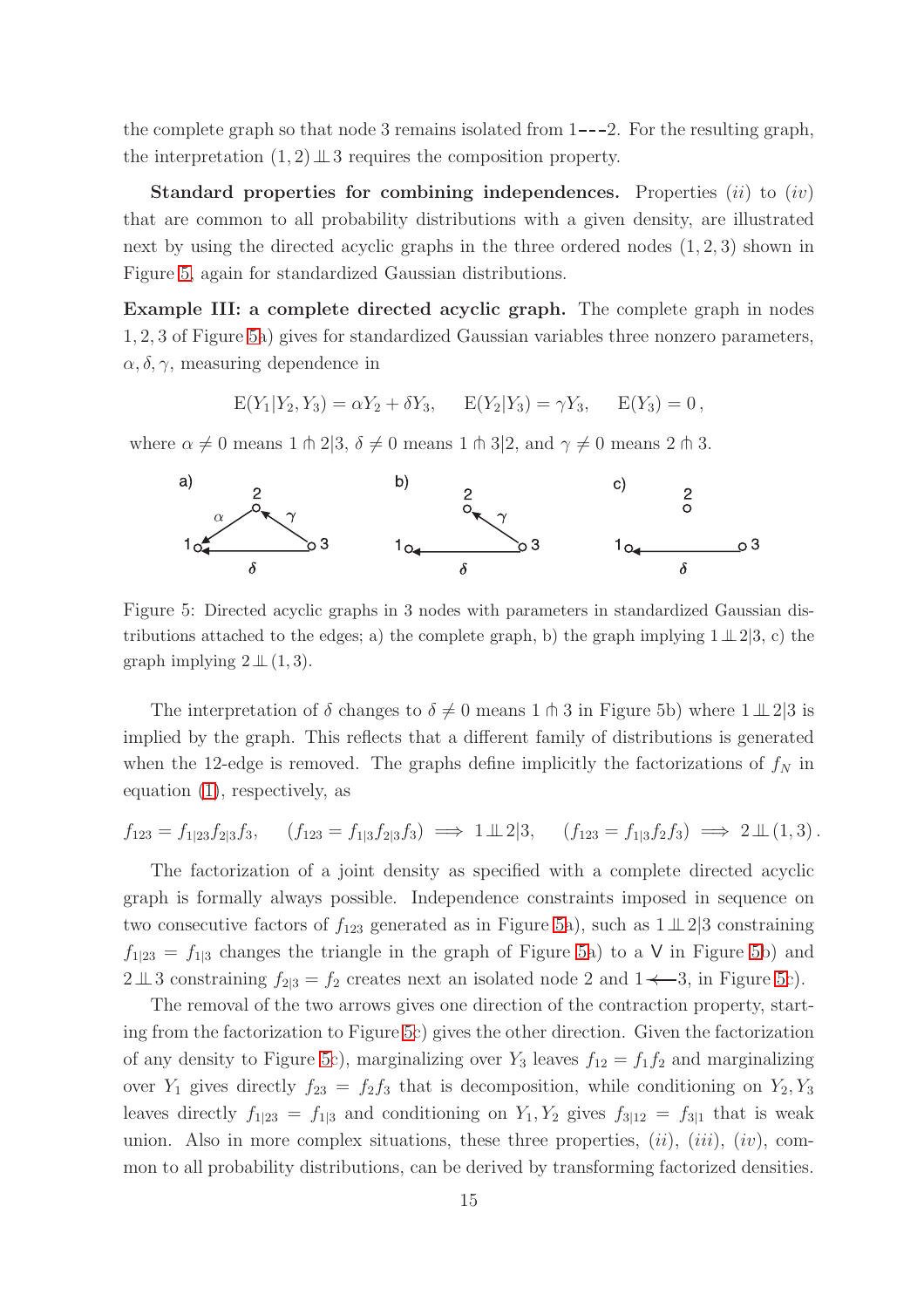the complete graph so that node 3 remains isolated from 1- - -2. For the resulting graph, the interpretation $(1,2) \perp\!\!\!\perp 3$ requires the composition property.

**Standard properties for combining independences.** Properties $(ii)$ to $(iv)$ that are common to all probability distributions with a given density, are illustrated next by using the directed acyclic graphs in the three ordered nodes $(1,2,3)$ shown in Figure 5, again for standardized Gaussian distributions.

**Example III: a complete directed acyclic graph.** The complete graph in nodes $1,2,3$ of Figure 5a) gives for standardized Gaussian variables three nonzero parameters, $\alpha, \delta, \gamma$, measuring dependence in

$$\mathrm{E}(Y_1|Y_2,Y_3) = \alpha Y_2 + \delta Y_3, \qquad \mathrm{E}(Y_2|Y_3) = \gamma Y_3, \qquad \mathrm{E}(Y_3) = 0\,,$$

where $\alpha \neq 0$ means $1 \pitchfork 2|3$, $\delta \neq 0$ means $1 \pitchfork 3|2$, and $\gamma \neq 0$ means $2 \pitchfork 3$.

Figure 5: Directed acyclic graphs in 3 nodes with parameters in standardized Gaussian distributions attached to the edges; a) the complete graph, b) the graph implying $1 \perp\!\!\!\perp 2|3$, c) the graph implying $2 \perp\!\!\!\perp (1,3)$.

The interpretation of $\delta$ changes to $\delta \neq 0$ means $1 \pitchfork 3$ in Figure 5b) where $1 \perp\!\!\!\perp 2|3$ is implied by the graph. This reflects that a different family of distributions is generated when the 12-edge is removed. The graphs define implicitly the factorizations of $f_N$ in equation (1), respectively, as

$$f_{123} = f_{1|23}f_{2|3}f_3, \qquad (f_{123} = f_{1|3}f_{2|3}f_3) \implies 1 \perp\!\!\!\perp 2|3, \qquad (f_{123} = f_{1|3}f_2 f_3) \implies 2 \perp\!\!\!\perp (1,3)\,.$$

The factorization of a joint density as specified with a complete directed acyclic graph is formally always possible. Independence constraints imposed in sequence on two consecutive factors of $f_{123}$ generated as in Figure 5a), such as $1 \perp\!\!\!\perp 2|3$ constraining $f_{1|23} = f_{1|3}$ changes the triangle in the graph of Figure 5a) to a V in Figure 5b) and $2 \perp\!\!\!\perp 3$ constraining $f_{2|3} = f_2$ creates next an isolated node 2 and $1 \prec\!\!-\!\!-3$, in Figure 5c).

The removal of the two arrows gives one direction of the contraction property, starting from the factorization to Figure 5c) gives the other direction. Given the factorization of any density to Figure 5c), marginalizing over $Y_3$ leaves $f_{12} = f_1 f_2$ and marginalizing over $Y_1$ gives directly $f_{23} = f_2 f_3$ that is decomposition, while conditioning on $Y_2, Y_3$ leaves directly $f_{1|23} = f_{1|3}$ and conditioning on $Y_1, Y_2$ gives $f_{3|12} = f_{3|1}$ that is weak union. Also in more complex situations, these three properties, $(ii)$, $(iii)$, $(iv)$, common to all probability distributions, can be derived by transforming factorized densities.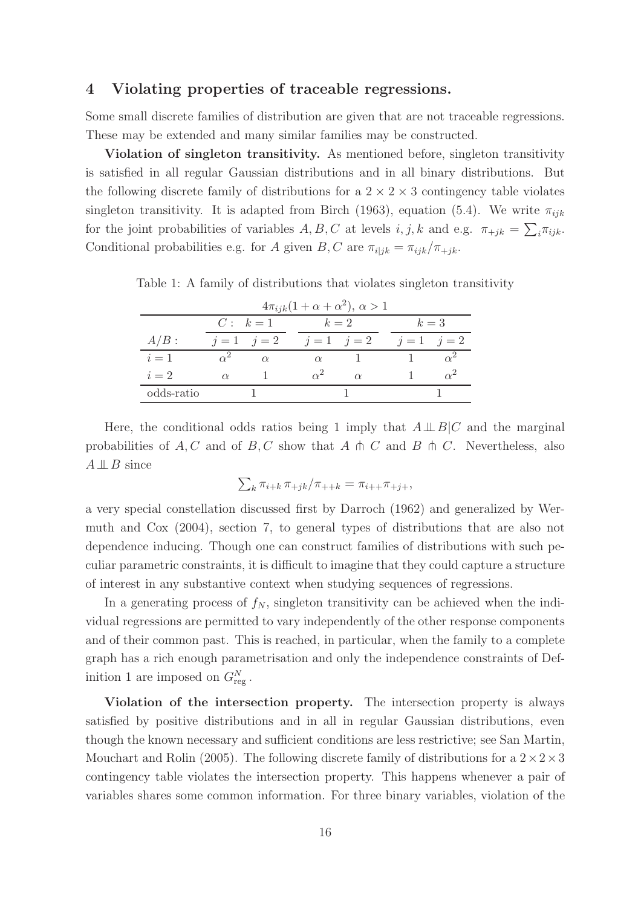## 4 Violating properties of traceable regressions.

Some small discrete families of distribution are given that are not traceable regressions. These may be extended and many similar families may be constructed.

**Violation of singleton transitivity.** As mentioned before, singleton transitivity is satisfied in all regular Gaussian distributions and in all binary distributions. But the following discrete family of distributions for a $2 \times 2 \times 3$ contingency table violates singleton transitivity. It is adapted from Birch (1963), equation (5.4). We write $\pi_{ijk}$ for the joint probabilities of variables $A, B, C$ at levels $i, j, k$ and e.g. $\pi_{+jk} = \sum_i \pi_{ijk}$. Conditional probabilities e.g. for $A$ given $B, C$ are $\pi_{i|jk} = \pi_{ijk}/\pi_{+jk}$.

Table 1: A family of distributions that violates singleton transitivity

| $4\pi_{ijk}(1+\alpha+\alpha^2)$, $\alpha > 1$ | | | | | | |
|---|---|---|---|---|---|---|
| | $C:\ k=1$ | | $k=2$ | | $k=3$ | |
| $A/B:$ | $j=1$ | $j=2$ | $j=1$ | $j=2$ | $j=1$ | $j=2$ |
| $i=1$ | $\alpha^2$ | $\alpha$ | $\alpha$ | 1 | 1 | $\alpha^2$ |
| $i=2$ | $\alpha$ | 1 | $\alpha^2$ | $\alpha$ | 1 | $\alpha^2$ |
| odds-ratio | 1 | | 1 | | 1 | |

Here, the conditional odds ratios being 1 imply that $A \perp\!\!\!\perp B|C$ and the marginal probabilities of $A, C$ and of $B, C$ show that $A \pitchfork C$ and $B \pitchfork C$. Nevertheless, also $A \perp\!\!\!\perp B$ since

$$\textstyle\sum_k \pi_{i+k}\, \pi_{+jk}/\pi_{++k} = \pi_{i++}\pi_{+j+},$$

a very special constellation discussed first by Darroch (1962) and generalized by Wermuth and Cox (2004), section 7, to general types of distributions that are also not dependence inducing. Though one can construct families of distributions with such peculiar parametric constraints, it is difficult to imagine that they could capture a structure of interest in any substantive context when studying sequences of regressions.

In a generating process of $f_N$, singleton transitivity can be achieved when the individual regressions are permitted to vary independently of the other response components and of their common past. This is reached, in particular, when the family to a complete graph has a rich enough parametrisation and only the independence constraints of Definition 1 are imposed on $G^N_{\rm reg}$.

**Violation of the intersection property.** The intersection property is always satisfied by positive distributions and in all in regular Gaussian distributions, even though the known necessary and sufficient conditions are less restrictive; see San Martin, Mouchart and Rolin (2005). The following discrete family of distributions for a $2 \times 2 \times 3$ contingency table violates the intersection property. This happens whenever a pair of variables shares some common information. For three binary variables, violation of the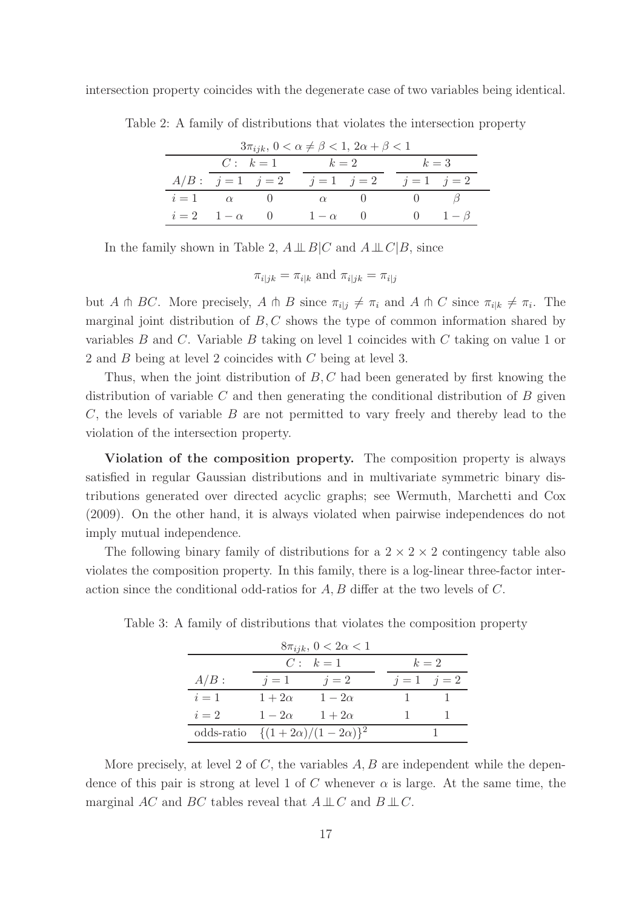intersection property coincides with the degenerate case of two variables being identical.

Table 2: A family of distributions that violates the intersection property

| $3\pi_{ijk}$, $0 < \alpha \neq \beta < 1$, $2\alpha + \beta < 1$ | | | | | | |
|---|---|---|---|---|---|---|
| | $C$: $k=1$ | | $k=2$ | | $k=3$ | |
| $A/B$: | $j=1$ | $j=2$ | $j=1$ | $j=2$ | $j=1$ | $j=2$ |
| $i=1$ | $\alpha$ | 0 | $\alpha$ | 0 | 0 | $\beta$ |
| $i=2$ | $1-\alpha$ | 0 | $1-\alpha$ | 0 | 0 | $1-\beta$ |

In the family shown in Table 2, $A \perp\!\!\!\perp B|C$ and $A \perp\!\!\!\perp C|B$, since

$$\pi_{i|jk} = \pi_{i|k} \text{ and } \pi_{i|jk} = \pi_{i|j}$$

but $A \pitchfork BC$. More precisely, $A \pitchfork B$ since $\pi_{i|j} \neq \pi_i$ and $A \pitchfork C$ since $\pi_{i|k} \neq \pi_i$. The marginal joint distribution of $B, C$ shows the type of common information shared by variables $B$ and $C$. Variable $B$ taking on level 1 coincides with $C$ taking on value 1 or 2 and $B$ being at level 2 coincides with $C$ being at level 3.

Thus, when the joint distribution of $B, C$ had been generated by first knowing the distribution of variable $C$ and then generating the conditional distribution of $B$ given $C$, the levels of variable $B$ are not permitted to vary freely and thereby lead to the violation of the intersection property.

**Violation of the composition property.** The composition property is always satisfied in regular Gaussian distributions and in multivariate symmetric binary distributions generated over directed acyclic graphs; see Wermuth, Marchetti and Cox (2009). On the other hand, it is always violated when pairwise independences do not imply mutual independence.

The following binary family of distributions for a $2 \times 2 \times 2$ contingency table also violates the composition property. In this family, there is a log-linear three-factor interaction since the conditional odd-ratios for $A, B$ differ at the two levels of $C$.

Table 3: A family of distributions that violates the composition property

| $8\pi_{ijk}$, $0 < 2\alpha < 1$ | | | | |
|---|---|---|---|---|
| | $C$: $k=1$ | | $k=2$ | |
| $A/B$: | $j=1$ | $j=2$ | $j=1$ | $j=2$ |
| $i=1$ | $1+2\alpha$ | $1-2\alpha$ | 1 | 1 |
| $i=2$ | $1-2\alpha$ | $1+2\alpha$ | 1 | 1 |
| odds-ratio | $\{(1+2\alpha)/(1-2\alpha)\}^2$ | | 1 | |

More precisely, at level 2 of $C$, the variables $A, B$ are independent while the dependence of this pair is strong at level 1 of $C$ whenever $\alpha$ is large. At the same time, the marginal $AC$ and $BC$ tables reveal that $A \perp\!\!\!\perp C$ and $B \perp\!\!\!\perp C$.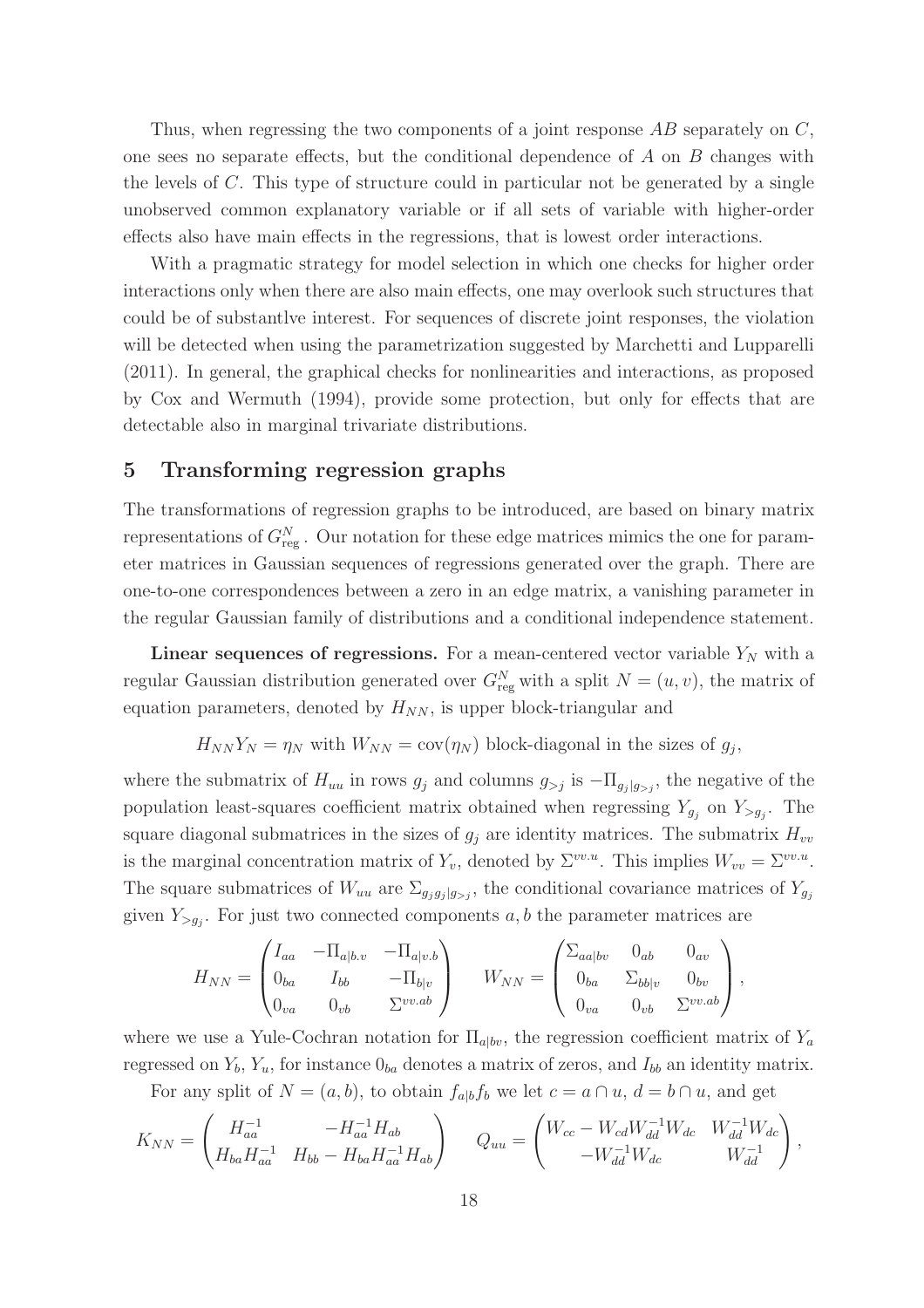Thus, when regressing the two components of a joint response $AB$ separately on $C$, one sees no separate effects, but the conditional dependence of $A$ on $B$ changes with the levels of $C$. This type of structure could in particular not be generated by a single unobserved common explanatory variable or if all sets of variable with higher-order effects also have main effects in the regressions, that is lowest order interactions.

With a pragmatic strategy for model selection in which one checks for higher order interactions only when there are also main effects, one may overlook such structures that could be of substantlve interest. For sequences of discrete joint responses, the violation will be detected when using the parametrization suggested by Marchetti and Lupparelli (2011). In general, the graphical checks for nonlinearities and interactions, as proposed by Cox and Wermuth (1994), provide some protection, but only for effects that are detectable also in marginal trivariate distributions.

## 5 Transforming regression graphs

The transformations of regression graphs to be introduced, are based on binary matrix representations of $G^N_{\text{reg}}$. Our notation for these edge matrices mimics the one for parameter matrices in Gaussian sequences of regressions generated over the graph. There are one-to-one correspondences between a zero in an edge matrix, a vanishing parameter in the regular Gaussian family of distributions and a conditional independence statement.

**Linear sequences of regressions.** For a mean-centered vector variable $Y_N$ with a regular Gaussian distribution generated over $G^N_{\text{reg}}$ with a split $N = (u, v)$, the matrix of equation parameters, denoted by $H_{NN}$, is upper block-triangular and

$$H_{NN} Y_N = \eta_N \text{ with } W_{NN} = \text{cov}(\eta_N) \text{ block-diagonal in the sizes of } g_j,$$

where the submatrix of $H_{uu}$ in rows $g_j$ and columns $g_{>j}$ is $-\Pi_{g_j|g_{>j}}$, the negative of the population least-squares coefficient matrix obtained when regressing $Y_{g_j}$ on $Y_{>g_j}$. The square diagonal submatrices in the sizes of $g_j$ are identity matrices. The submatrix $H_{vv}$ is the marginal concentration matrix of $Y_v$, denoted by $\Sigma^{vv.u}$. This implies $W_{vv} = \Sigma^{vv.u}$. The square submatrices of $W_{uu}$ are $\Sigma_{g_j g_j|g_{>j}}$, the conditional covariance matrices of $Y_{g_j}$ given $Y_{>g_j}$. For just two connected components $a, b$ the parameter matrices are

$$H_{NN} = \begin{pmatrix} I_{aa} & -\Pi_{a|b.v} & -\Pi_{a|v.b} \\ 0_{ba} & I_{bb} & -\Pi_{b|v} \\ 0_{va} & 0_{vb} & \Sigma^{vv.ab} \end{pmatrix} \qquad W_{NN} = \begin{pmatrix} \Sigma_{aa|bv} & 0_{ab} & 0_{av} \\ 0_{ba} & \Sigma_{bb|v} & 0_{bv} \\ 0_{va} & 0_{vb} & \Sigma^{vv.ab} \end{pmatrix},$$

where we use a Yule-Cochran notation for $\Pi_{a|bv}$, the regression coefficient matrix of $Y_a$ regressed on $Y_b$, $Y_u$, for instance $0_{ba}$ denotes a matrix of zeros, and $I_{bb}$ an identity matrix.

For any split of $N = (a, b)$, to obtain $f_{a|b} f_b$ we let $c = a \cap u$, $d = b \cap u$, and get

$$K_{NN} = \begin{pmatrix} H_{aa}^{-1} & -H_{aa}^{-1} H_{ab} \\ H_{ba} H_{aa}^{-1} & H_{bb} - H_{ba} H_{aa}^{-1} H_{ab} \end{pmatrix} \qquad Q_{uu} = \begin{pmatrix} W_{cc} - W_{cd} W_{dd}^{-1} W_{dc} & W_{dd}^{-1} W_{dc} \\ -W_{dd}^{-1} W_{dc} & W_{dd}^{-1} \end{pmatrix},$$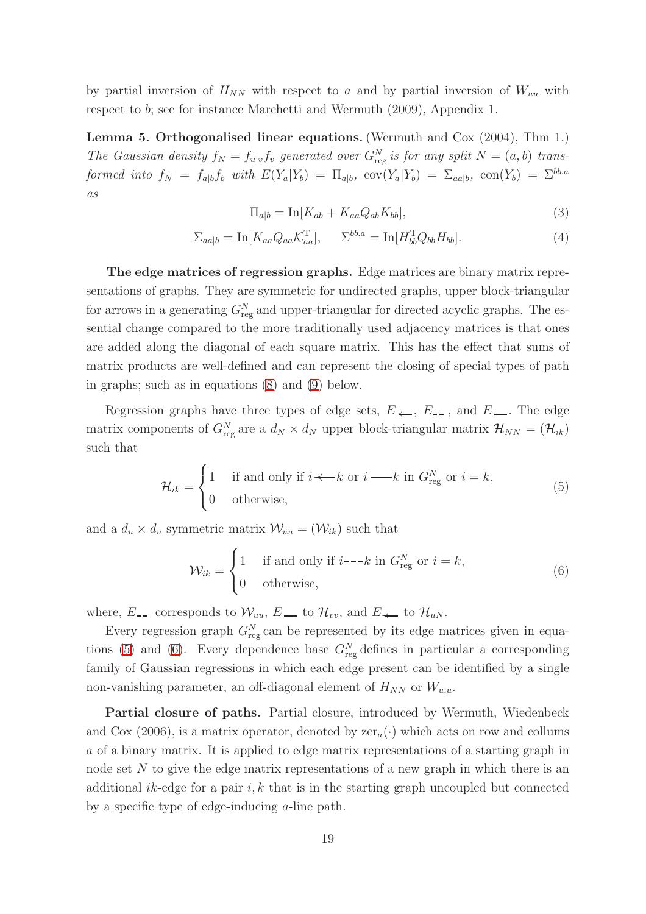by partial inversion of $H_{NN}$ with respect to $a$ and by partial inversion of $W_{uu}$ with respect to $b$; see for instance Marchetti and Wermuth (2009), Appendix 1.

**Lemma 5. Orthogonalised linear equations.** (Wermuth and Cox (2004), Thm 1.) *The Gaussian density $f_N = f_{u|v} f_v$ generated over $G^N_{\text{reg}}$ is for any split $N = (a, b)$ transformed into $f_N = f_{a|b} f_b$ with $E(Y_a|Y_b) = \Pi_{a|b}$, $\text{cov}(Y_a|Y_b) = \Sigma_{aa|b}$, $\text{con}(Y_b) = \Sigma^{bb.a}$ as*

$$\Pi_{a|b} = \text{In}[K_{ab} + K_{aa} Q_{ab} K_{bb}], \tag{3}$$

$$\Sigma_{aa|b} = \text{In}[K_{aa} Q_{aa} \mathcal{K}^{\text{T}}_{aa}], \qquad \Sigma^{bb.a} = \text{In}[H^{\text{T}}_{bb} Q_{bb} H_{bb}]. \tag{4}$$

**The edge matrices of regression graphs.** Edge matrices are binary matrix representations of graphs. They are symmetric for undirected graphs, upper block-triangular for arrows in a generating $G^N_{\text{reg}}$ and upper-triangular for directed acyclic graphs. The essential change compared to the more traditionally used adjacency matrices is that ones are added along the diagonal of each square matrix. This has the effect that sums of matrix products are well-defined and can represent the closing of special types of path in graphs; such as in equations (8) and (9) below.

Regression graphs have three types of edge sets, $E_{\leftarrow}$, $E_{- - -}$, and $E_{—}$. The edge matrix components of $G^N_{\text{reg}}$ are a $d_N \times d_N$ upper block-triangular matrix $\mathcal{H}_{NN} = (\mathcal{H}_{ik})$ such that

$$\mathcal{H}_{ik} = \begin{cases} 1 & \text{if and only if } i \leftarrow k \text{ or } i — k \text{ in } G^N_{\text{reg}} \text{ or } i = k, \\ 0 & \text{otherwise,} \end{cases} \tag{5}$$

and a $d_u \times d_u$ symmetric matrix $\mathcal{W}_{uu} = (\mathcal{W}_{ik})$ such that

$$\mathcal{W}_{ik} = \begin{cases} 1 & \text{if and only if } i \,{-}{-}{-}\, k \text{ in } G^N_{\text{reg}} \text{ or } i = k, \\ 0 & \text{otherwise,} \end{cases} \tag{6}$$

where, $E_{- - -}$ corresponds to $\mathcal{W}_{uu}$, $E_{—}$ to $\mathcal{H}_{vv}$, and $E_{\leftarrow}$ to $\mathcal{H}_{uN}$.

Every regression graph $G^N_{\text{reg}}$ can be represented by its edge matrices given in equations (5) and (6). Every dependence base $G^N_{\text{reg}}$ defines in particular a corresponding family of Gaussian regressions in which each edge present can be identified by a single non-vanishing parameter, an off-diagonal element of $H_{NN}$ or $W_{u,u}$.

**Partial closure of paths.** Partial closure, introduced by Wermuth, Wiedenbeck and Cox (2006), is a matrix operator, denoted by $\text{zer}_a(\cdot)$ which acts on row and collums $a$ of a binary matrix. It is applied to edge matrix representations of a starting graph in node set $N$ to give the edge matrix representations of a new graph in which there is an additional $ik$-edge for a pair $i, k$ that is in the starting graph uncoupled but connected by a specific type of edge-inducing $a$-line path.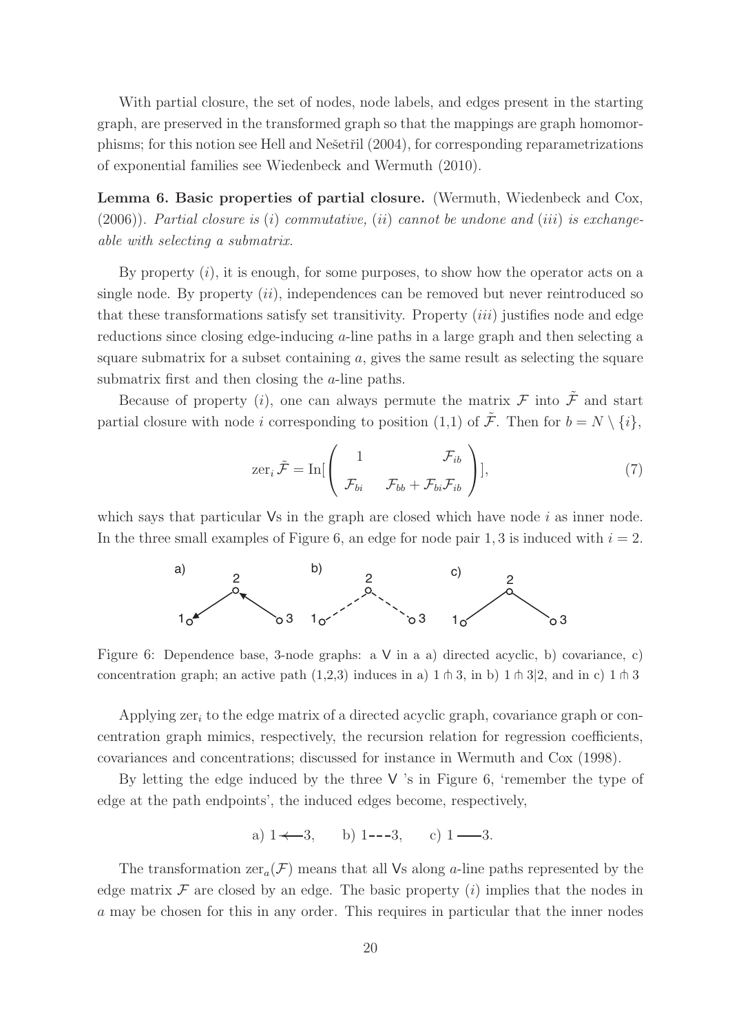With partial closure, the set of nodes, node labels, and edges present in the starting graph, are preserved in the transformed graph so that the mappings are graph homomorphisms; for this notion see Hell and Nešetřil (2004), for corresponding reparametrizations of exponential families see Wiedenbeck and Wermuth (2010).

**Lemma 6. Basic properties of partial closure.** (Wermuth, Wiedenbeck and Cox, (2006)). *Partial closure is* $(i)$ *commutative,* $(ii)$ *cannot be undone and* $(iii)$ *is exchangeable with selecting a submatrix.*

By property $(i)$, it is enough, for some purposes, to show how the operator acts on a single node. By property $(ii)$, independences can be removed but never reintroduced so that these transformations satisfy set transitivity. Property $(iii)$ justifies node and edge reductions since closing edge-inducing $a$-line paths in a large graph and then selecting a square submatrix for a subset containing $a$, gives the same result as selecting the square submatrix first and then closing the $a$-line paths.

Because of property $(i)$, one can always permute the matrix $\mathcal{F}$ into $\tilde{\mathcal{F}}$ and start partial closure with node $i$ corresponding to position (1,1) of $\tilde{\mathcal{F}}$. Then for $b = N \setminus \{i\}$,

$$\mathrm{zer}_i\, \tilde{\mathcal{F}} = \mathrm{In}[\begin{pmatrix} 1 & \mathcal{F}_{ib} \\ \mathcal{F}_{bi} & \mathcal{F}_{bb} + \mathcal{F}_{bi}\mathcal{F}_{ib} \end{pmatrix}], \tag{7}$$

which says that particular Vs in the graph are closed which have node $i$ as inner node. In the three small examples of Figure 6, an edge for node pair $1, 3$ is induced with $i = 2$.

Figure 6: Dependence base, 3-node graphs: a V in a a) directed acyclic, b) covariance, c) concentration graph; an active path (1,2,3) induces in a) $1 \pitchfork 3$, in b) $1 \pitchfork 3|2$, and in c) $1 \pitchfork 3$

Applying $\mathrm{zer}_i$ to the edge matrix of a directed acyclic graph, covariance graph or concentration graph mimics, respectively, the recursion relation for regression coefficients, covariances and concentrations; discussed for instance in Wermuth and Cox (1998).

By letting the edge induced by the three V 's in Figure 6, 'remember the type of edge at the path endpoints', the induced edges become, respectively,

a) $1 \leftarrow\!\!-\!\!- 3$, b) $1 \text{- - -} 3$, c) $1 \;\frac{\quad}{}\; 3$.

The transformation $\mathrm{zer}_a(\mathcal{F})$ means that all Vs along $a$-line paths represented by the edge matrix $\mathcal{F}$ are closed by an edge. The basic property $(i)$ implies that the nodes in $a$ may be chosen for this in any order. This requires in particular that the inner nodes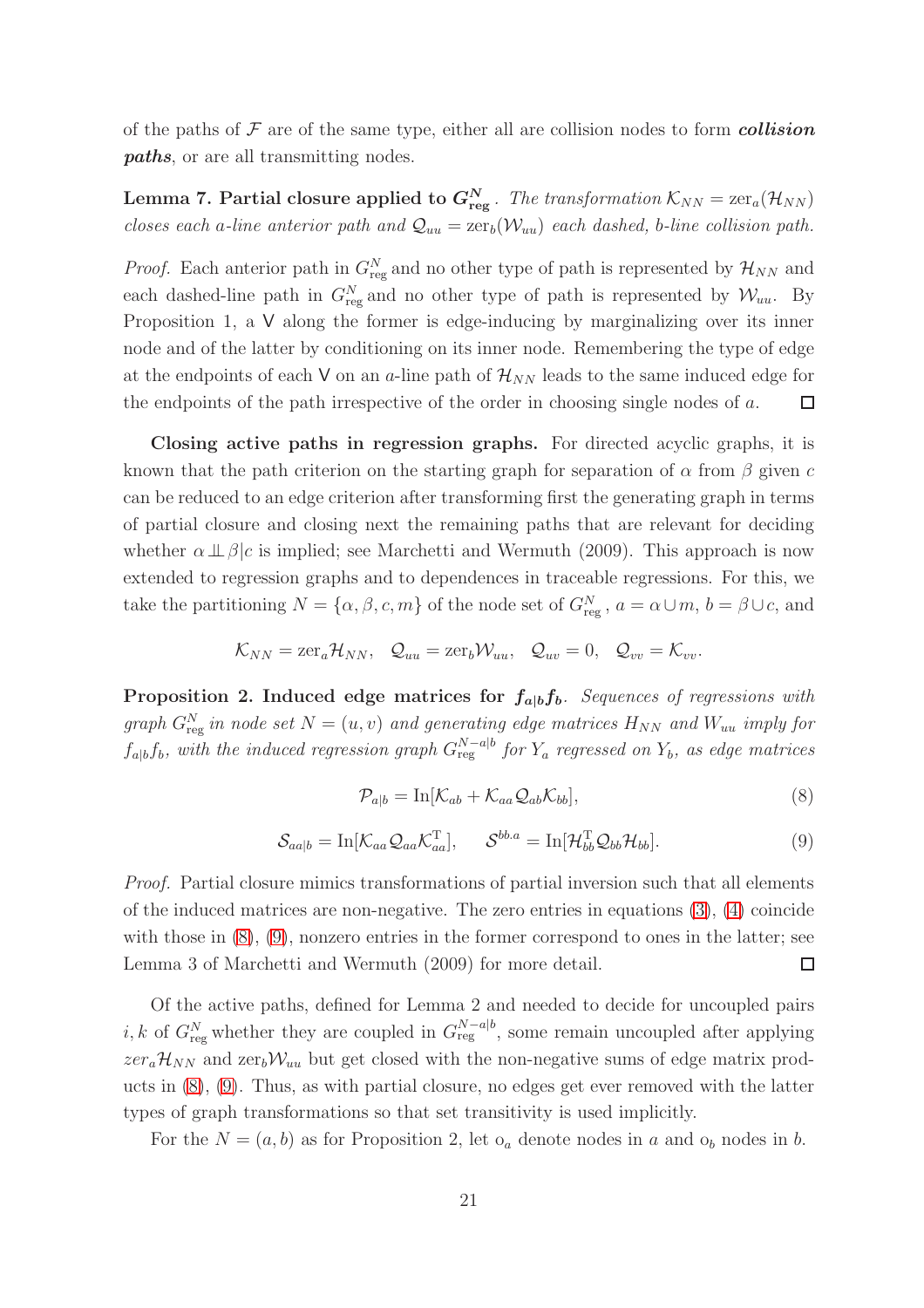of the paths of $\mathcal{F}$ are of the same type, either all are collision nodes to form ***collision paths***, or are all transmitting nodes.

**Lemma 7. Partial closure applied to $G^N_{\text{reg}}$.** *The transformation $\mathcal{K}_{NN} = \text{zer}_a(\mathcal{H}_{NN})$ closes each a-line anterior path and $\mathcal{Q}_{uu} = \text{zer}_b(\mathcal{W}_{uu})$ each dashed, b-line collision path.*

*Proof.* Each anterior path in $G^N_{\text{reg}}$ and no other type of path is represented by $\mathcal{H}_{NN}$ and each dashed-line path in $G^N_{\text{reg}}$ and no other type of path is represented by $\mathcal{W}_{uu}$. By Proposition 1, a $\mathsf{V}$ along the former is edge-inducing by marginalizing over its inner node and of the latter by conditioning on its inner node. Remembering the type of edge at the endpoints of each $\mathsf{V}$ on an $a$-line path of $\mathcal{H}_{NN}$ leads to the same induced edge for the endpoints of the path irrespective of the order in choosing single nodes of $a$. □

**Closing active paths in regression graphs.** For directed acyclic graphs, it is known that the path criterion on the starting graph for separation of $\alpha$ from $\beta$ given $c$ can be reduced to an edge criterion after transforming first the generating graph in terms of partial closure and closing next the remaining paths that are relevant for deciding whether $\alpha \perp\!\!\!\perp \beta | c$ is implied; see Marchetti and Wermuth (2009). This approach is now extended to regression graphs and to dependences in traceable regressions. For this, we take the partitioning $N = \{\alpha, \beta, c, m\}$ of the node set of $G^N_{\text{reg}}$, $a = \alpha \cup m$, $b = \beta \cup c$, and

$$\mathcal{K}_{NN} = \text{zer}_a \mathcal{H}_{NN}, \quad \mathcal{Q}_{uu} = \text{zer}_b \mathcal{W}_{uu}, \quad \mathcal{Q}_{uv} = 0, \quad \mathcal{Q}_{vv} = \mathcal{K}_{vv}.$$

**Proposition 2. Induced edge matrices for $f_{a|b} f_b$.** *Sequences of regressions with graph $G^N_{\text{reg}}$ in node set $N = (u, v)$ and generating edge matrices $H_{NN}$ and $W_{uu}$ imply for $f_{a|b} f_b$, with the induced regression graph $G^{N-a|b}_{\text{reg}}$ for $Y_a$ regressed on $Y_b$, as edge matrices*

$$\mathcal{P}_{a|b} = \text{In}[\mathcal{K}_{ab} + \mathcal{K}_{aa} \mathcal{Q}_{ab} \mathcal{K}_{bb}], \tag{8}$$

$$\mathcal{S}_{aa|b} = \text{In}[\mathcal{K}_{aa} \mathcal{Q}_{aa} \mathcal{K}^{\text{T}}_{aa}], \qquad \mathcal{S}^{bb.a} = \text{In}[\mathcal{H}^{\text{T}}_{bb} \mathcal{Q}_{bb} \mathcal{H}_{bb}]. \tag{9}$$

*Proof.* Partial closure mimics transformations of partial inversion such that all elements of the induced matrices are non-negative. The zero entries in equations (3), (4) coincide with those in (8), (9), nonzero entries in the former correspond to ones in the latter; see Lemma 3 of Marchetti and Wermuth (2009) for more detail. □

Of the active paths, defined for Lemma 2 and needed to decide for uncoupled pairs $i, k$ of $G^N_{\text{reg}}$ whether they are coupled in $G^{N-a|b}_{\text{reg}}$, some remain uncoupled after applying $zer_a \mathcal{H}_{NN}$ and $\text{zer}_b \mathcal{W}_{uu}$ but get closed with the non-negative sums of edge matrix products in (8), (9). Thus, as with partial closure, no edges get ever removed with the latter types of graph transformations so that set transitivity is used implicitly.

For the $N = (a, b)$ as for Proposition 2, let $\text{o}_a$ denote nodes in $a$ and $\text{o}_b$ nodes in $b$.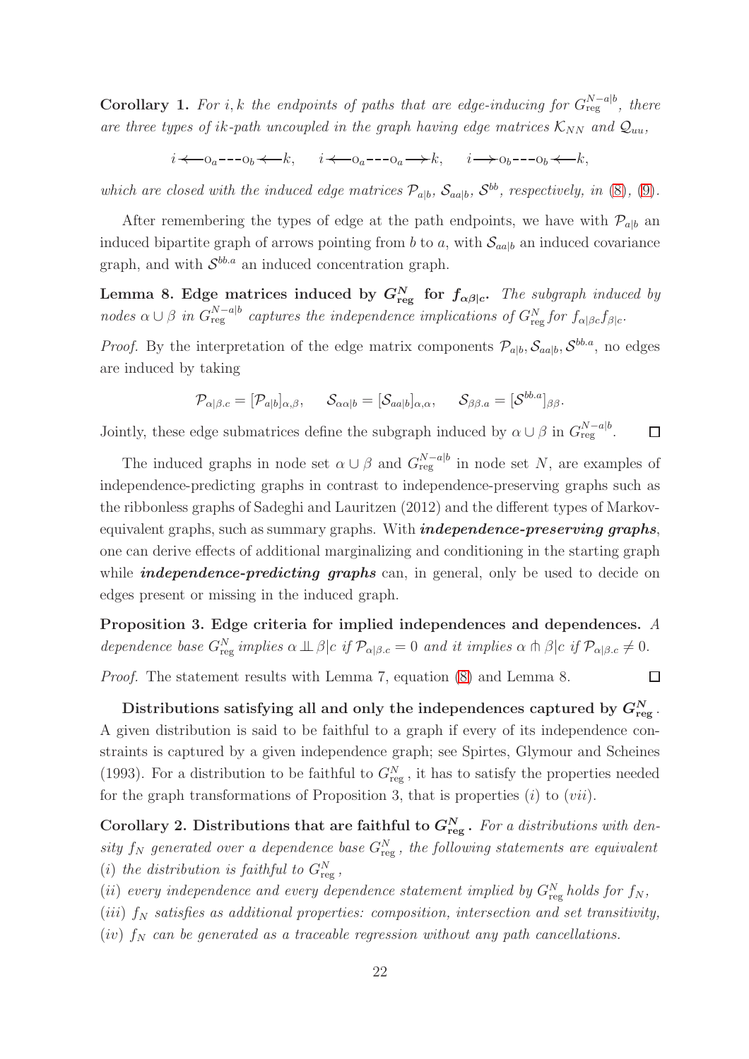**Corollary 1.** *For $i, k$ the endpoints of paths that are edge-inducing for $G^{N-a|b}_{\text{reg}}$, there are three types of ik-path uncoupled in the graph having edge matrices $\mathcal{K}_{NN}$ and $\mathcal{Q}_{uu}$,*

$$i \leftarrow\!\!-\, \circ_a - - - \circ_b \leftarrow\!\!-\, k, \qquad i \leftarrow\!\!-\, \circ_a - - - \circ_a -\!\!\rightarrow k, \qquad i -\!\!\rightarrow \circ_b - - - \circ_b \leftarrow\!\!-\, k,$$

*which are closed with the induced edge matrices $\mathcal{P}_{a|b}$, $\mathcal{S}_{aa|b}$, $\mathcal{S}^{bb}$, respectively, in (8), (9).*

After remembering the types of edge at the path endpoints, we have with $\mathcal{P}_{a|b}$ an induced bipartite graph of arrows pointing from $b$ to $a$, with $\mathcal{S}_{aa|b}$ an induced covariance graph, and with $\mathcal{S}^{bb.a}$ an induced concentration graph.

**Lemma 8. Edge matrices induced by $G^N_{\text{reg}}$ for $f_{\alpha\beta|c}$.** *The subgraph induced by nodes $\alpha \cup \beta$ in $G^{N-a|b}_{\text{reg}}$ captures the independence implications of $G^N_{\text{reg}}$ for $f_{\alpha|\beta c} f_{\beta|c}$.*

*Proof.* By the interpretation of the edge matrix components $\mathcal{P}_{a|b}, \mathcal{S}_{aa|b}, \mathcal{S}^{bb.a}$, no edges are induced by taking

$$\mathcal{P}_{\alpha|\beta.c} = [\mathcal{P}_{a|b}]_{\alpha,\beta}, \qquad \mathcal{S}_{\alpha\alpha|b} = [\mathcal{S}_{aa|b}]_{\alpha,\alpha}, \qquad \mathcal{S}_{\beta\beta.a} = [\mathcal{S}^{bb.a}]_{\beta\beta}.$$

Jointly, these edge submatrices define the subgraph induced by $\alpha \cup \beta$ in $G^{N-a|b}_{\text{reg}}$. □

The induced graphs in node set $\alpha \cup \beta$ and $G^{N-a|b}_{\text{reg}}$ in node set $N$, are examples of independence-predicting graphs in contrast to independence-preserving graphs such as the ribbonless graphs of Sadeghi and Lauritzen (2012) and the different types of Markov-equivalent graphs, such as summary graphs. With ***independence-preserving graphs***, one can derive effects of additional marginalizing and conditioning in the starting graph while ***independence-predicting graphs*** can, in general, only be used to decide on edges present or missing in the induced graph.

**Proposition 3. Edge criteria for implied independences and dependences.** *A dependence base $G^N_{\text{reg}}$ implies $\alpha \perp\!\!\!\perp \beta|c$ if $\mathcal{P}_{\alpha|\beta.c} = 0$ and it implies $\alpha \pitchfork \beta|c$ if $\mathcal{P}_{\alpha|\beta.c} \neq 0$.*

*Proof.* The statement results with Lemma 7, equation (8) and Lemma 8. □

**Distributions satisfying all and only the independences captured by $G^N_{\text{reg}}$.** A given distribution is said to be faithful to a graph if every of its independence constraints is captured by a given independence graph; see Spirtes, Glymour and Scheines (1993). For a distribution to be faithful to $G^N_{\text{reg}}$, it has to satisfy the properties needed for the graph transformations of Proposition 3, that is properties $(i)$ to $(vii)$.

**Corollary 2. Distributions that are faithful to $G^N_{\text{reg}}$.** *For a distributions with density $f_N$ generated over a dependence base $G^N_{\text{reg}}$, the following statements are equivalent*

*$(i)$ the distribution is faithful to $G^N_{\text{reg}}$,*

*$(ii)$ every independence and every dependence statement implied by $G^N_{\text{reg}}$ holds for $f_N$,*

*$(iii)$ $f_N$ satisfies as additional properties: composition, intersection and set transitivity,*

*$(iv)$ $f_N$ can be generated as a traceable regression without any path cancellations.*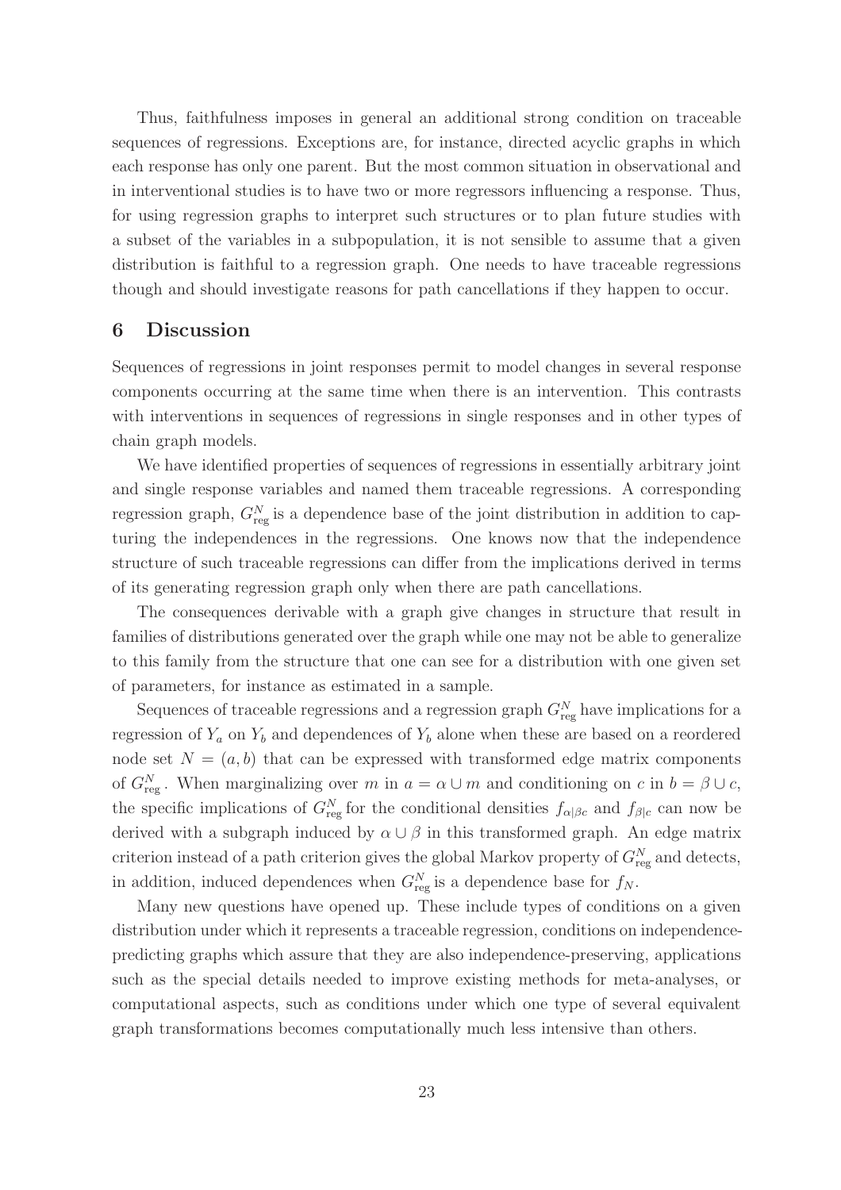Thus, faithfulness imposes in general an additional strong condition on traceable sequences of regressions. Exceptions are, for instance, directed acyclic graphs in which each response has only one parent. But the most common situation in observational and in interventional studies is to have two or more regressors influencing a response. Thus, for using regression graphs to interpret such structures or to plan future studies with a subset of the variables in a subpopulation, it is not sensible to assume that a given distribution is faithful to a regression graph. One needs to have traceable regressions though and should investigate reasons for path cancellations if they happen to occur.

## 6 Discussion

Sequences of regressions in joint responses permit to model changes in several response components occurring at the same time when there is an intervention. This contrasts with interventions in sequences of regressions in single responses and in other types of chain graph models.

We have identified properties of sequences of regressions in essentially arbitrary joint and single response variables and named them traceable regressions. A corresponding regression graph, $G^N_{\text{reg}}$ is a dependence base of the joint distribution in addition to capturing the independences in the regressions. One knows now that the independence structure of such traceable regressions can differ from the implications derived in terms of its generating regression graph only when there are path cancellations.

The consequences derivable with a graph give changes in structure that result in families of distributions generated over the graph while one may not be able to generalize to this family from the structure that one can see for a distribution with one given set of parameters, for instance as estimated in a sample.

Sequences of traceable regressions and a regression graph $G^N_{\text{reg}}$ have implications for a regression of $Y_a$ on $Y_b$ and dependences of $Y_b$ alone when these are based on a reordered node set $N = (a, b)$ that can be expressed with transformed edge matrix components of $G^N_{\text{reg}}$. When marginalizing over $m$ in $a = \alpha \cup m$ and conditioning on $c$ in $b = \beta \cup c$, the specific implications of $G^N_{\text{reg}}$ for the conditional densities $f_{\alpha|\beta c}$ and $f_{\beta|c}$ can now be derived with a subgraph induced by $\alpha \cup \beta$ in this transformed graph. An edge matrix criterion instead of a path criterion gives the global Markov property of $G^N_{\text{reg}}$ and detects, in addition, induced dependences when $G^N_{\text{reg}}$ is a dependence base for $f_N$.

Many new questions have opened up. These include types of conditions on a given distribution under which it represents a traceable regression, conditions on independence-predicting graphs which assure that they are also independence-preserving, applications such as the special details needed to improve existing methods for meta-analyses, or computational aspects, such as conditions under which one type of several equivalent graph transformations becomes computationally much less intensive than others.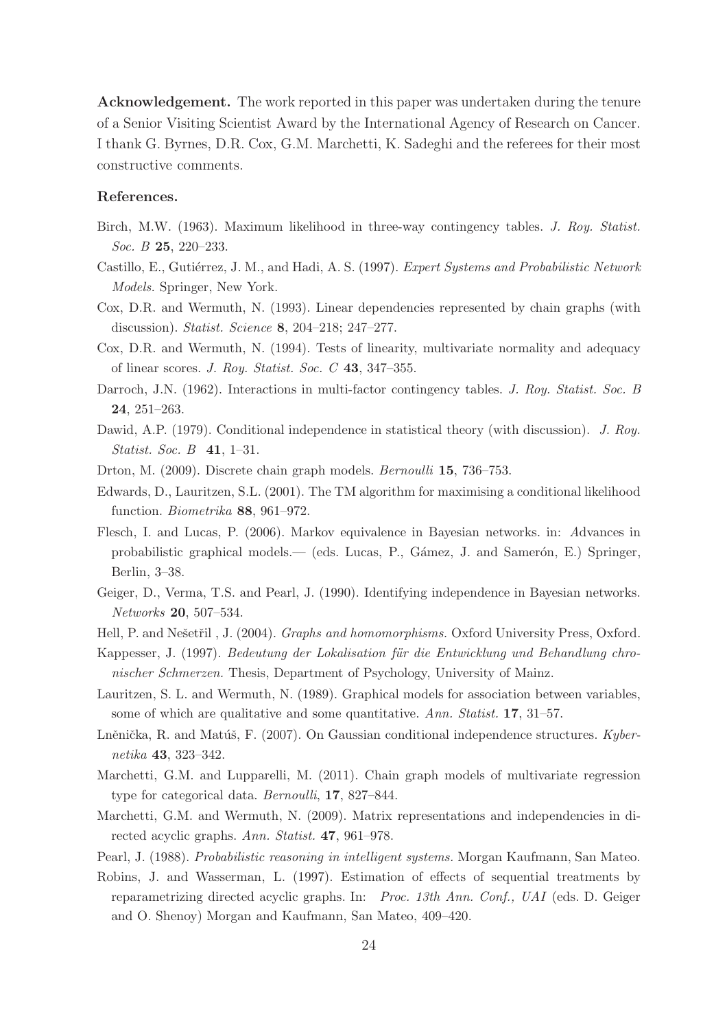**Acknowledgement.** The work reported in this paper was undertaken during the tenure of a Senior Visiting Scientist Award by the International Agency of Research on Cancer. I thank G. Byrnes, D.R. Cox, G.M. Marchetti, K. Sadeghi and the referees for their most constructive comments.

**References.**

Birch, M.W. (1963). Maximum likelihood in three-way contingency tables. *J. Roy. Statist. Soc. B* **25**, 220–233.

Castillo, E., Gutiérrez, J. M., and Hadi, A. S. (1997). *Expert Systems and Probabilistic Network Models.* Springer, New York.

Cox, D.R. and Wermuth, N. (1993). Linear dependencies represented by chain graphs (with discussion). *Statist. Science* **8**, 204–218; 247–277.

Cox, D.R. and Wermuth, N. (1994). Tests of linearity, multivariate normality and adequacy of linear scores. *J. Roy. Statist. Soc. C* **43**, 347–355.

Darroch, J.N. (1962). Interactions in multi-factor contingency tables. *J. Roy. Statist. Soc. B* **24**, 251–263.

Dawid, A.P. (1979). Conditional independence in statistical theory (with discussion). *J. Roy. Statist. Soc. B* **41**, 1–31.

Drton, M. (2009). Discrete chain graph models. *Bernoulli* **15**, 736–753.

Edwards, D., Lauritzen, S.L. (2001). The TM algorithm for maximising a conditional likelihood function. *Biometrika* **88**, 961–972.

Flesch, I. and Lucas, P. (2006). Markov equivalence in Bayesian networks. in: *A*dvances in probabilistic graphical models.— (eds. Lucas, P., Gámez, J. and Samerón, E.) Springer, Berlin, 3–38.

Geiger, D., Verma, T.S. and Pearl, J. (1990). Identifying independence in Bayesian networks. *Networks* **20**, 507–534.

Hell, P. and Nešetřil , J. (2004). *Graphs and homomorphisms.* Oxford University Press, Oxford.

Kappesser, J. (1997). *Bedeutung der Lokalisation für die Entwicklung und Behandlung chronischer Schmerzen.* Thesis, Department of Psychology, University of Mainz.

Lauritzen, S. L. and Wermuth, N. (1989). Graphical models for association between variables, some of which are qualitative and some quantitative. *Ann. Statist.* **17**, 31–57.

Lněnička, R. and Matúš, F. (2007). On Gaussian conditional independence structures. *Kybernetika* **43**, 323–342.

Marchetti, G.M. and Lupparelli, M. (2011). Chain graph models of multivariate regression type for categorical data. *Bernoulli*, **17**, 827–844.

Marchetti, G.M. and Wermuth, N. (2009). Matrix representations and independencies in directed acyclic graphs. *Ann. Statist.* **47**, 961–978.

Pearl, J. (1988). *Probabilistic reasoning in intelligent systems.* Morgan Kaufmann, San Mateo.

Robins, J. and Wasserman, L. (1997). Estimation of effects of sequential treatments by reparametrizing directed acyclic graphs. In: *Proc. 13th Ann. Conf., UAI* (eds. D. Geiger and O. Shenoy) Morgan and Kaufmann, San Mateo, 409–420.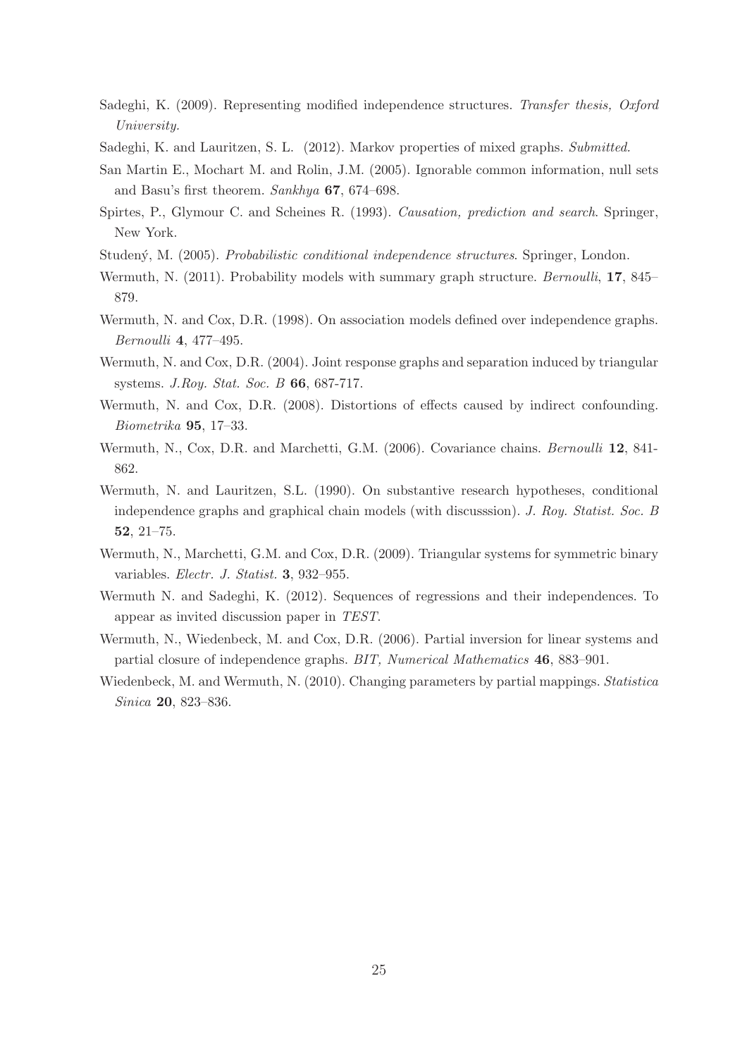Sadeghi, K. (2009). Representing modified independence structures. *Transfer thesis, Oxford University.*

Sadeghi, K. and Lauritzen, S. L. (2012). Markov properties of mixed graphs. *Submitted.*

San Martin E., Mochart M. and Rolin, J.M. (2005). Ignorable common information, null sets and Basu's first theorem. *Sankhya* **67**, 674–698.

Spirtes, P., Glymour C. and Scheines R. (1993). *Causation, prediction and search*. Springer, New York.

Studený, M. (2005). *Probabilistic conditional independence structures*. Springer, London.

Wermuth, N. (2011). Probability models with summary graph structure. *Bernoulli*, **17**, 845–879.

Wermuth, N. and Cox, D.R. (1998). On association models defined over independence graphs. *Bernoulli* **4**, 477–495.

Wermuth, N. and Cox, D.R. (2004). Joint response graphs and separation induced by triangular systems. *J.Roy. Stat. Soc. B* **66**, 687-717.

Wermuth, N. and Cox, D.R. (2008). Distortions of effects caused by indirect confounding. *Biometrika* **95**, 17–33.

Wermuth, N., Cox, D.R. and Marchetti, G.M. (2006). Covariance chains. *Bernoulli* **12**, 841-862.

Wermuth, N. and Lauritzen, S.L. (1990). On substantive research hypotheses, conditional independence graphs and graphical chain models (with discusssion). *J. Roy. Statist. Soc. B* **52**, 21–75.

Wermuth, N., Marchetti, G.M. and Cox, D.R. (2009). Triangular systems for symmetric binary variables. *Electr. J. Statist.* **3**, 932–955.

Wermuth N. and Sadeghi, K. (2012). Sequences of regressions and their independences. To appear as invited discussion paper in *TEST*.

Wermuth, N., Wiedenbeck, M. and Cox, D.R. (2006). Partial inversion for linear systems and partial closure of independence graphs. *BIT, Numerical Mathematics* **46**, 883–901.

Wiedenbeck, M. and Wermuth, N. (2010). Changing parameters by partial mappings. *Statistica Sinica* **20**, 823–836.